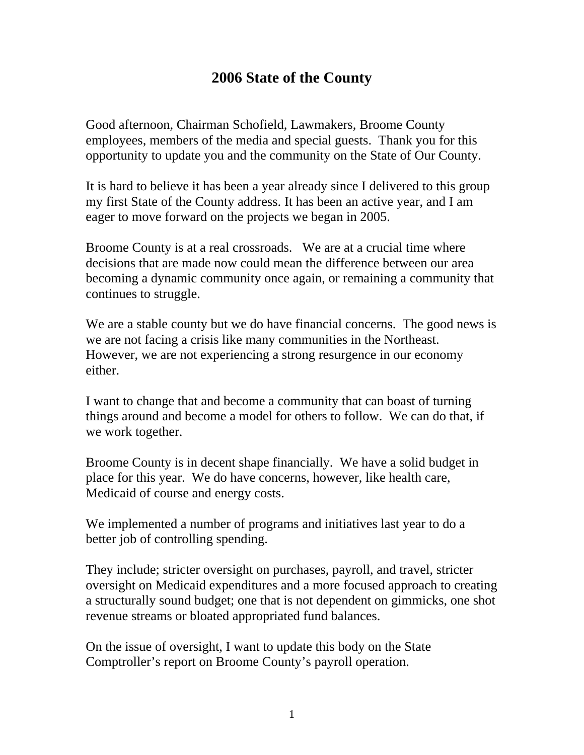# 2006 State of the County

Good afternoon, Chairman Schofield, Lawmakers, Broome County employees, members of the media and special guests. Thank you for this opportunity to update you and the community on the State of Our County.

It is hard to believe it has been a year already since I delivered to this group my first State of the County address. It has been an active year, and I am eager to move forward on the projects we began in 2005.

Broome County is at a real crossroads. We are at a crucial time where decisions that are made now could mean the difference between our area becoming a dynamic community once again, or remaining a community that continues to struggle.

We are a stable county but we do have financial concerns. The good news is we are not facing a crisis like many communities in the Northeast. However, we are not experiencing a strong resurgence in our economy either.

I want to change that and become a community that can boast of turning things around and become a model for others to follow. We can do that, if we work together.

Broome County is in decent shape financially. We have a solid budget in place for this year. We do have concerns, however, like health care, Medicaid of course and energy costs.

We implemented a number of programs and initiatives last year to do a better job of controlling spending.

They include; stricter oversight on purchases, payroll, and travel, stricter oversight on Medicaid expenditures and a more focused approach to creating a structurally sound budget; one that is not dependent on gimmicks, one shot revenue streams or bloated appropriated fund balances.

On the issue of oversight, I want to update this body on the State Comptroller's report on Broome County's payroll operation.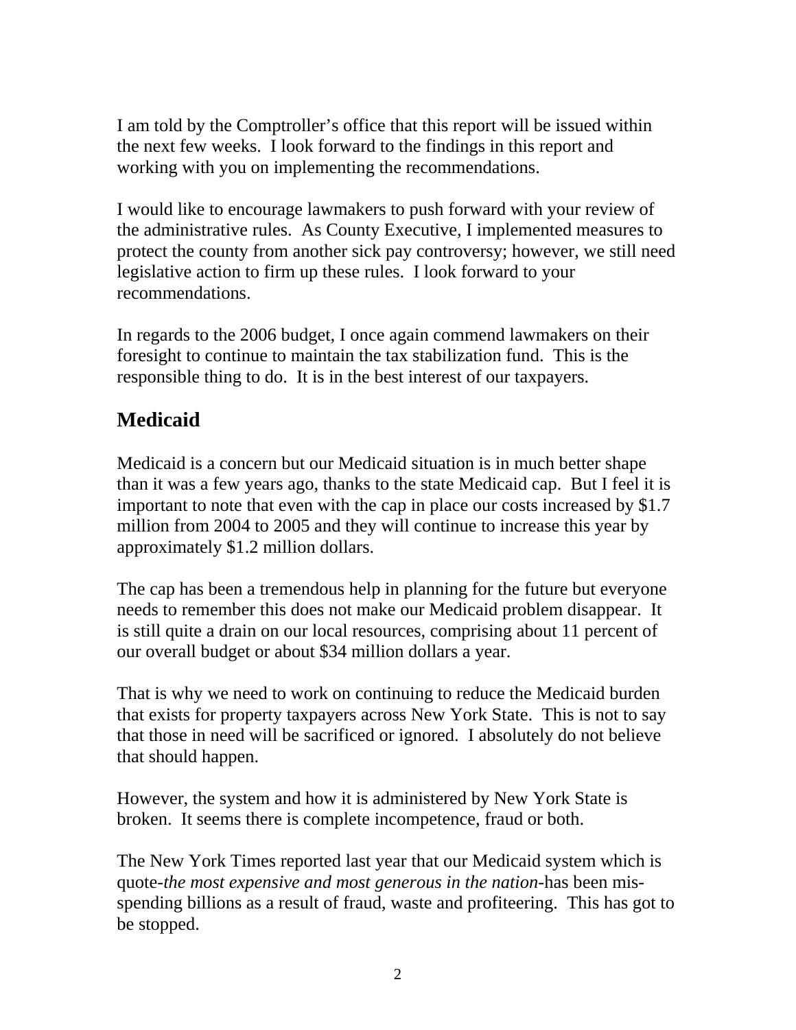I am told by the Comptroller's office that this report will be issued within the next few weeks. I look forward to the findings in this report and working with you on implementing the recommendations.

I would like to encourage lawmakers to push forward with your review of the administrative rules. As County Executive, I implemented measures to protect the county from another sick pay controversy; however, we still need legislative action to firm up these rules. I look forward to your recommendations.

In regards to the 2006 budget, I once again commend lawmakers on their foresight to continue to maintain the tax stabilization fund. This is the responsible thing to do. It is in the best interest of our taxpayers.

## Medicaid

Medicaid is a concern but our Medicaid situation is in much better shape than it was a few years ago, thanks to the state Medicaid cap. But I feel it is important to note that even with the cap in place our costs increased by $1.7 million from 2004 to 2005 and they will continue to increase this year by approximately $1.2 million dollars.

The cap has been a tremendous help in planning for the future but everyone needs to remember this does not make our Medicaid problem disappear. It is still quite a drain on our local resources, comprising about 11 percent of our overall budget or about $34 million dollars a year.

That is why we need to work on continuing to reduce the Medicaid burden that exists for property taxpayers across New York State. This is not to say that those in need will be sacrificed or ignored. I absolutely do not believe that should happen.

However, the system and how it is administered by New York State is broken. It seems there is complete incompetence, fraud or both.

The New York Times reported last year that our Medicaid system which is quote-*the most expensive and most generous in the nation*-has been mis-spending billions as a result of fraud, waste and profiteering. This has got to be stopped.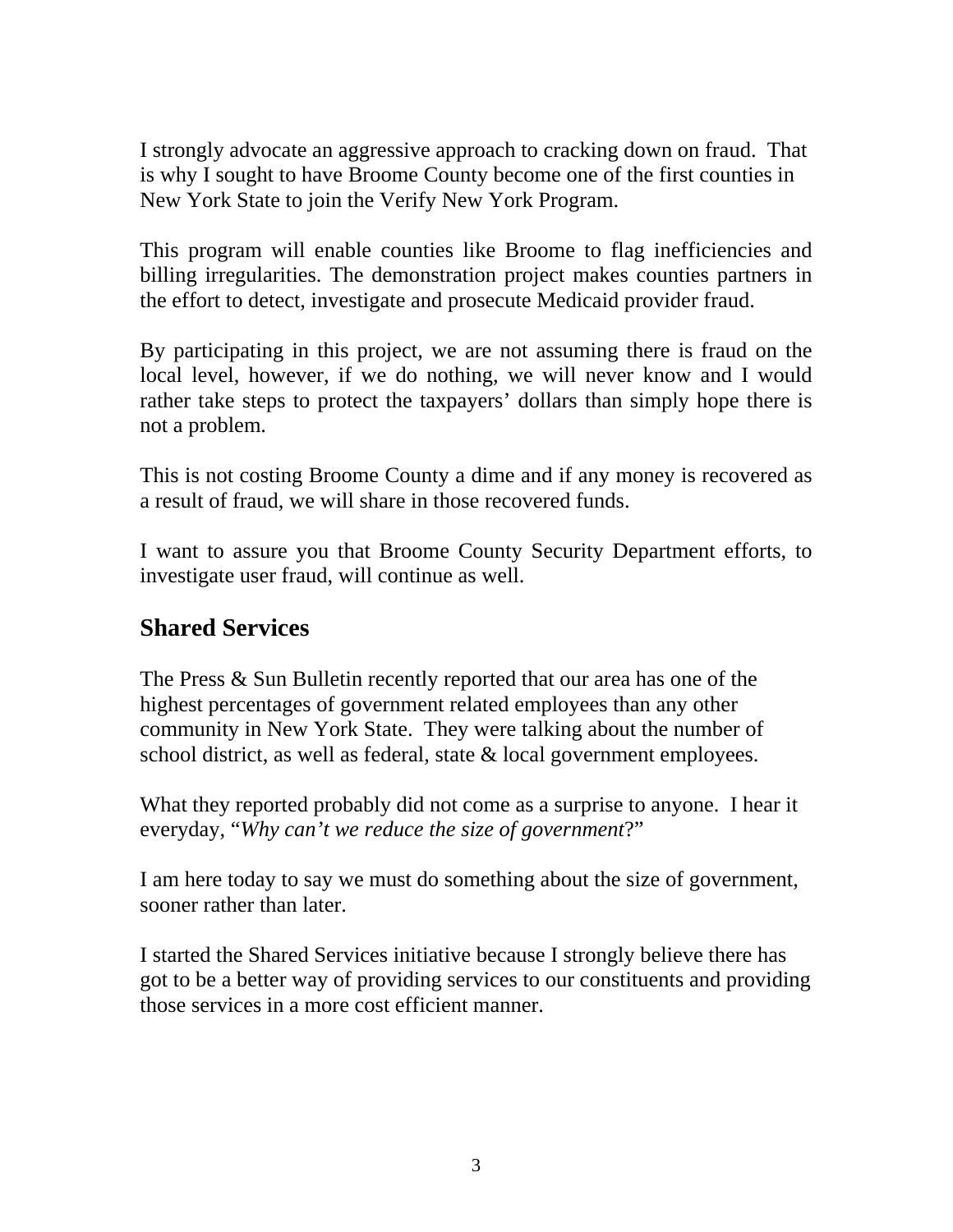I strongly advocate an aggressive approach to cracking down on fraud. That is why I sought to have Broome County become one of the first counties in New York State to join the Verify New York Program.

This program will enable counties like Broome to flag inefficiencies and billing irregularities. The demonstration project makes counties partners in the effort to detect, investigate and prosecute Medicaid provider fraud.

By participating in this project, we are not assuming there is fraud on the local level, however, if we do nothing, we will never know and I would rather take steps to protect the taxpayers' dollars than simply hope there is not a problem.

This is not costing Broome County a dime and if any money is recovered as a result of fraud, we will share in those recovered funds.

I want to assure you that Broome County Security Department efforts, to investigate user fraud, will continue as well.

## Shared Services

The Press & Sun Bulletin recently reported that our area has one of the highest percentages of government related employees than any other community in New York State. They were talking about the number of school district, as well as federal, state & local government employees.

What they reported probably did not come as a surprise to anyone. I hear it everyday, "*Why can't we reduce the size of government*?"

I am here today to say we must do something about the size of government, sooner rather than later.

I started the Shared Services initiative because I strongly believe there has got to be a better way of providing services to our constituents and providing those services in a more cost efficient manner.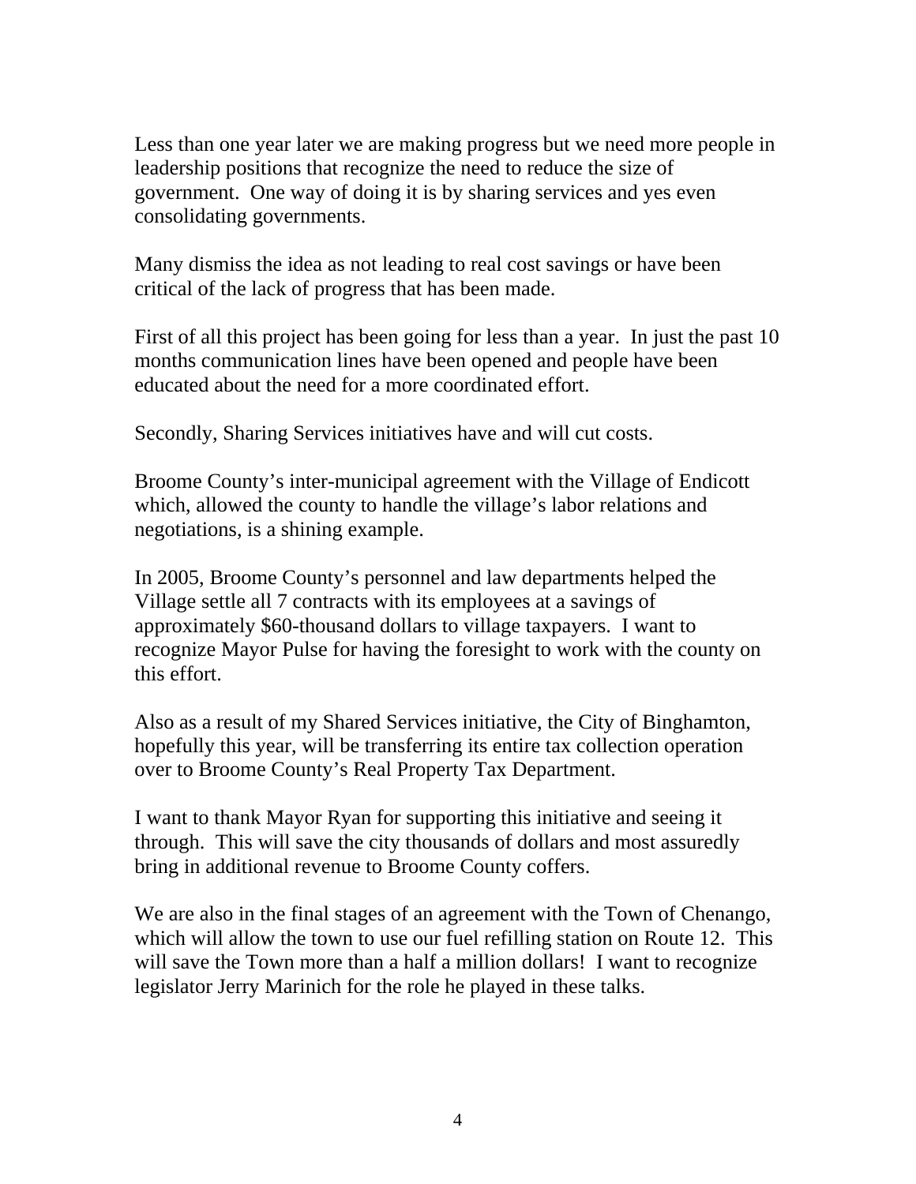Less than one year later we are making progress but we need more people in leadership positions that recognize the need to reduce the size of government. One way of doing it is by sharing services and yes even consolidating governments.

Many dismiss the idea as not leading to real cost savings or have been critical of the lack of progress that has been made.

First of all this project has been going for less than a year. In just the past 10 months communication lines have been opened and people have been educated about the need for a more coordinated effort.

Secondly, Sharing Services initiatives have and will cut costs.

Broome County's inter-municipal agreement with the Village of Endicott which, allowed the county to handle the village's labor relations and negotiations, is a shining example.

In 2005, Broome County's personnel and law departments helped the Village settle all 7 contracts with its employees at a savings of approximately $60-thousand dollars to village taxpayers. I want to recognize Mayor Pulse for having the foresight to work with the county on this effort.

Also as a result of my Shared Services initiative, the City of Binghamton, hopefully this year, will be transferring its entire tax collection operation over to Broome County's Real Property Tax Department.

I want to thank Mayor Ryan for supporting this initiative and seeing it through. This will save the city thousands of dollars and most assuredly bring in additional revenue to Broome County coffers.

We are also in the final stages of an agreement with the Town of Chenango, which will allow the town to use our fuel refilling station on Route 12. This will save the Town more than a half a million dollars! I want to recognize legislator Jerry Marinich for the role he played in these talks.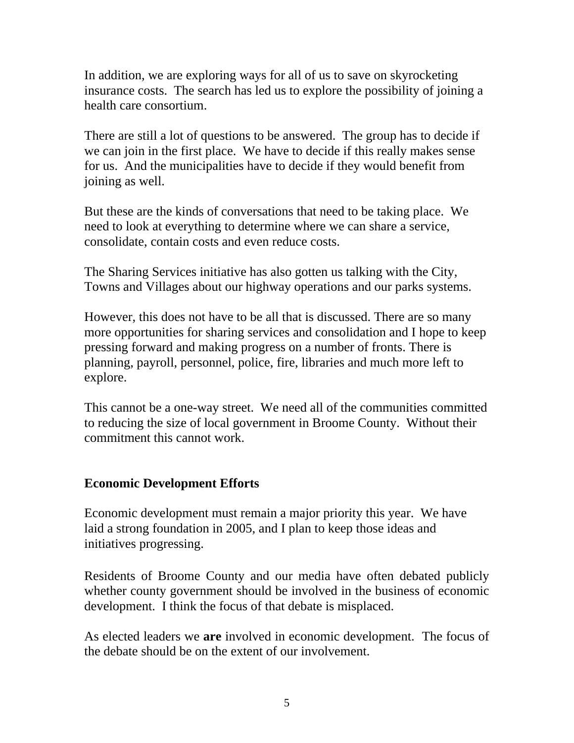In addition, we are exploring ways for all of us to save on skyrocketing insurance costs. The search has led us to explore the possibility of joining a health care consortium.

There are still a lot of questions to be answered. The group has to decide if we can join in the first place. We have to decide if this really makes sense for us. And the municipalities have to decide if they would benefit from joining as well.

But these are the kinds of conversations that need to be taking place. We need to look at everything to determine where we can share a service, consolidate, contain costs and even reduce costs.

The Sharing Services initiative has also gotten us talking with the City, Towns and Villages about our highway operations and our parks systems.

However, this does not have to be all that is discussed. There are so many more opportunities for sharing services and consolidation and I hope to keep pressing forward and making progress on a number of fronts. There is planning, payroll, personnel, police, fire, libraries and much more left to explore.

This cannot be a one-way street. We need all of the communities committed to reducing the size of local government in Broome County. Without their commitment this cannot work.

## Economic Development Efforts

Economic development must remain a major priority this year. We have laid a strong foundation in 2005, and I plan to keep those ideas and initiatives progressing.

Residents of Broome County and our media have often debated publicly whether county government should be involved in the business of economic development. I think the focus of that debate is misplaced.

As elected leaders we **are** involved in economic development. The focus of the debate should be on the extent of our involvement.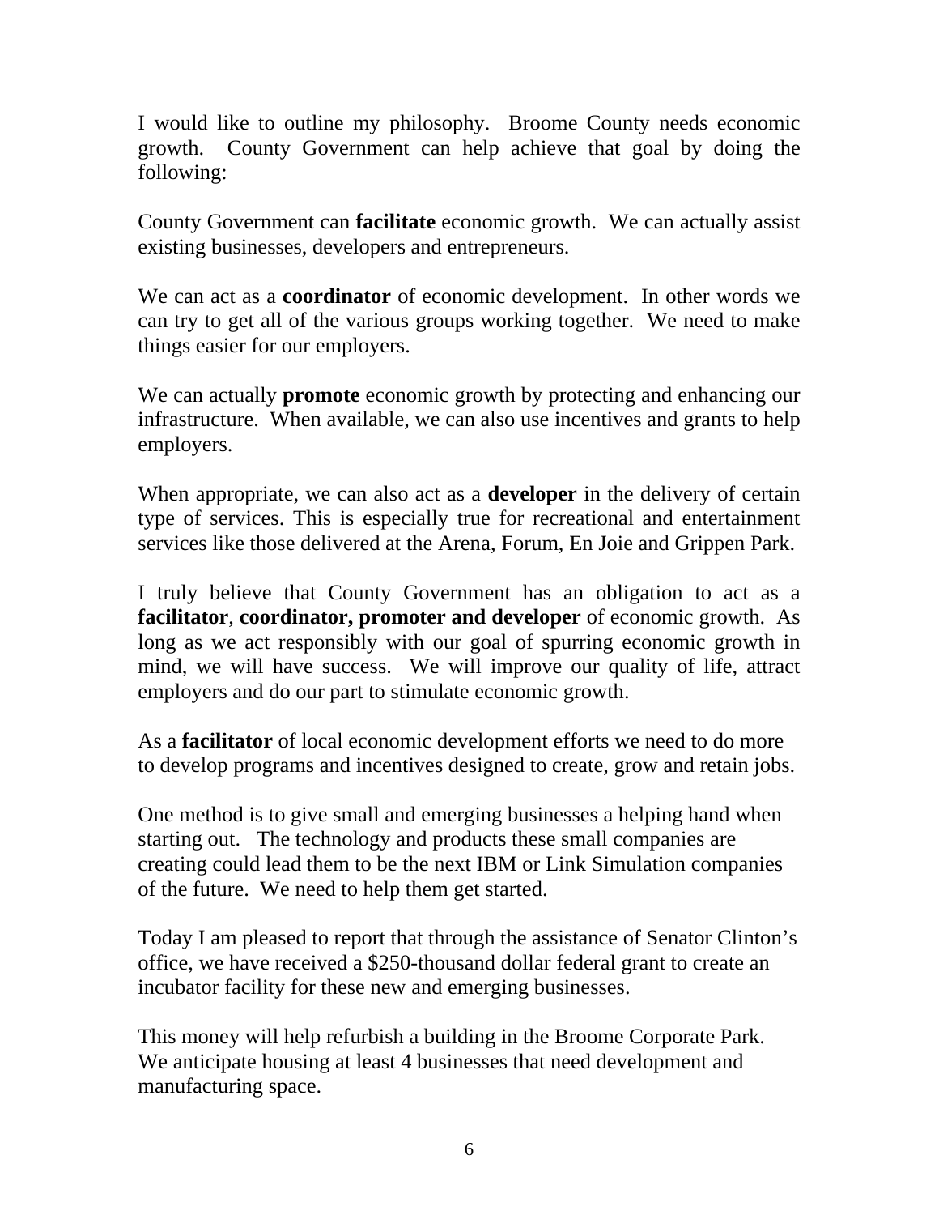I would like to outline my philosophy. Broome County needs economic growth. County Government can help achieve that goal by doing the following:

County Government can **facilitate** economic growth. We can actually assist existing businesses, developers and entrepreneurs.

We can act as a **coordinator** of economic development. In other words we can try to get all of the various groups working together. We need to make things easier for our employers.

We can actually **promote** economic growth by protecting and enhancing our infrastructure. When available, we can also use incentives and grants to help employers.

When appropriate, we can also act as a **developer** in the delivery of certain type of services. This is especially true for recreational and entertainment services like those delivered at the Arena, Forum, En Joie and Grippen Park.

I truly believe that County Government has an obligation to act as a **facilitator**, **coordinator, promoter and developer** of economic growth. As long as we act responsibly with our goal of spurring economic growth in mind, we will have success. We will improve our quality of life, attract employers and do our part to stimulate economic growth.

As a **facilitator** of local economic development efforts we need to do more to develop programs and incentives designed to create, grow and retain jobs.

One method is to give small and emerging businesses a helping hand when starting out. The technology and products these small companies are creating could lead them to be the next IBM or Link Simulation companies of the future. We need to help them get started.

Today I am pleased to report that through the assistance of Senator Clinton's office, we have received a $250-thousand dollar federal grant to create an incubator facility for these new and emerging businesses.

This money will help refurbish a building in the Broome Corporate Park. We anticipate housing at least 4 businesses that need development and manufacturing space.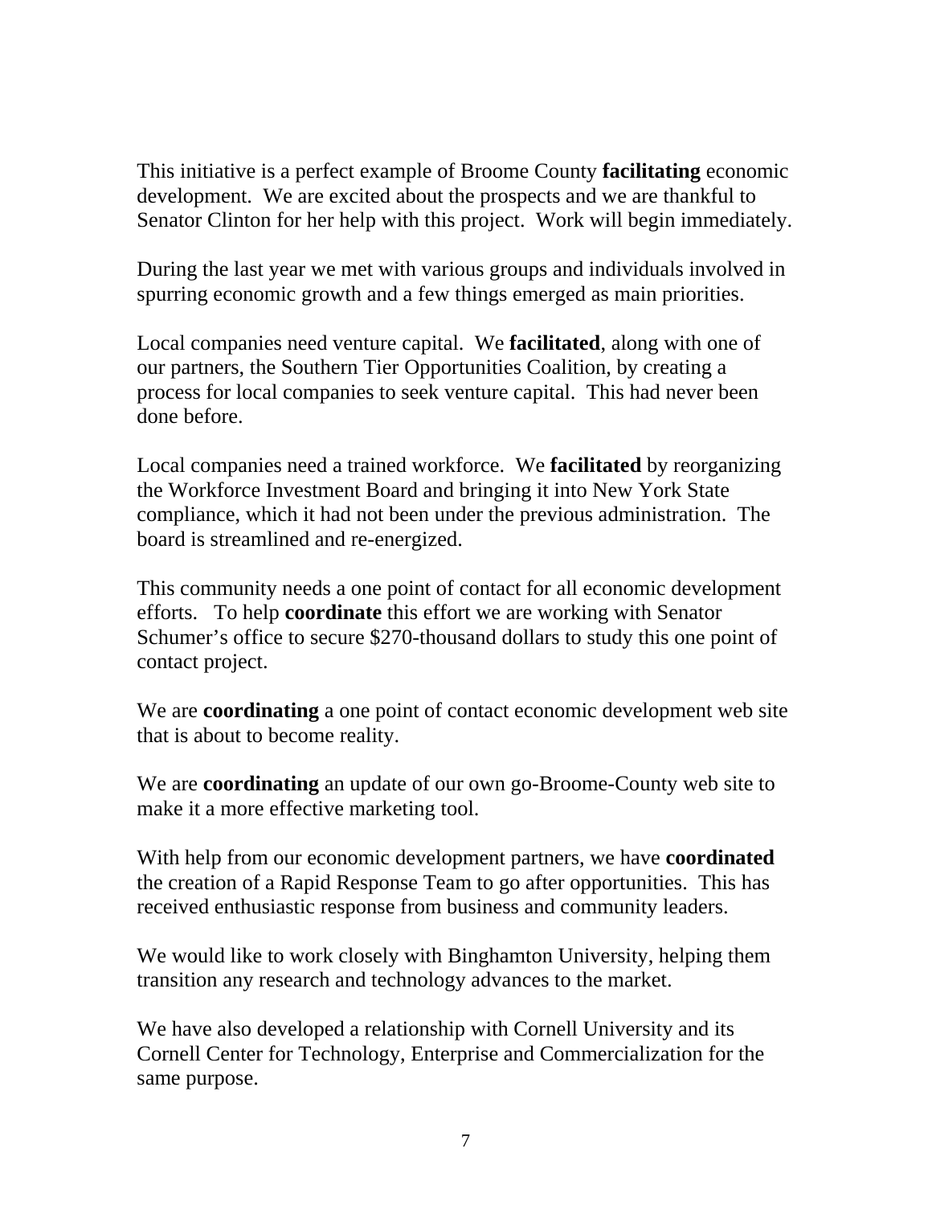This initiative is a perfect example of Broome County **facilitating** economic development. We are excited about the prospects and we are thankful to Senator Clinton for her help with this project. Work will begin immediately.

During the last year we met with various groups and individuals involved in spurring economic growth and a few things emerged as main priorities.

Local companies need venture capital. We **facilitated**, along with one of our partners, the Southern Tier Opportunities Coalition, by creating a process for local companies to seek venture capital. This had never been done before.

Local companies need a trained workforce. We **facilitated** by reorganizing the Workforce Investment Board and bringing it into New York State compliance, which it had not been under the previous administration. The board is streamlined and re-energized.

This community needs a one point of contact for all economic development efforts. To help **coordinate** this effort we are working with Senator Schumer's office to secure $270-thousand dollars to study this one point of contact project.

We are **coordinating** a one point of contact economic development web site that is about to become reality.

We are **coordinating** an update of our own go-Broome-County web site to make it a more effective marketing tool.

With help from our economic development partners, we have **coordinated** the creation of a Rapid Response Team to go after opportunities. This has received enthusiastic response from business and community leaders.

We would like to work closely with Binghamton University, helping them transition any research and technology advances to the market.

We have also developed a relationship with Cornell University and its Cornell Center for Technology, Enterprise and Commercialization for the same purpose.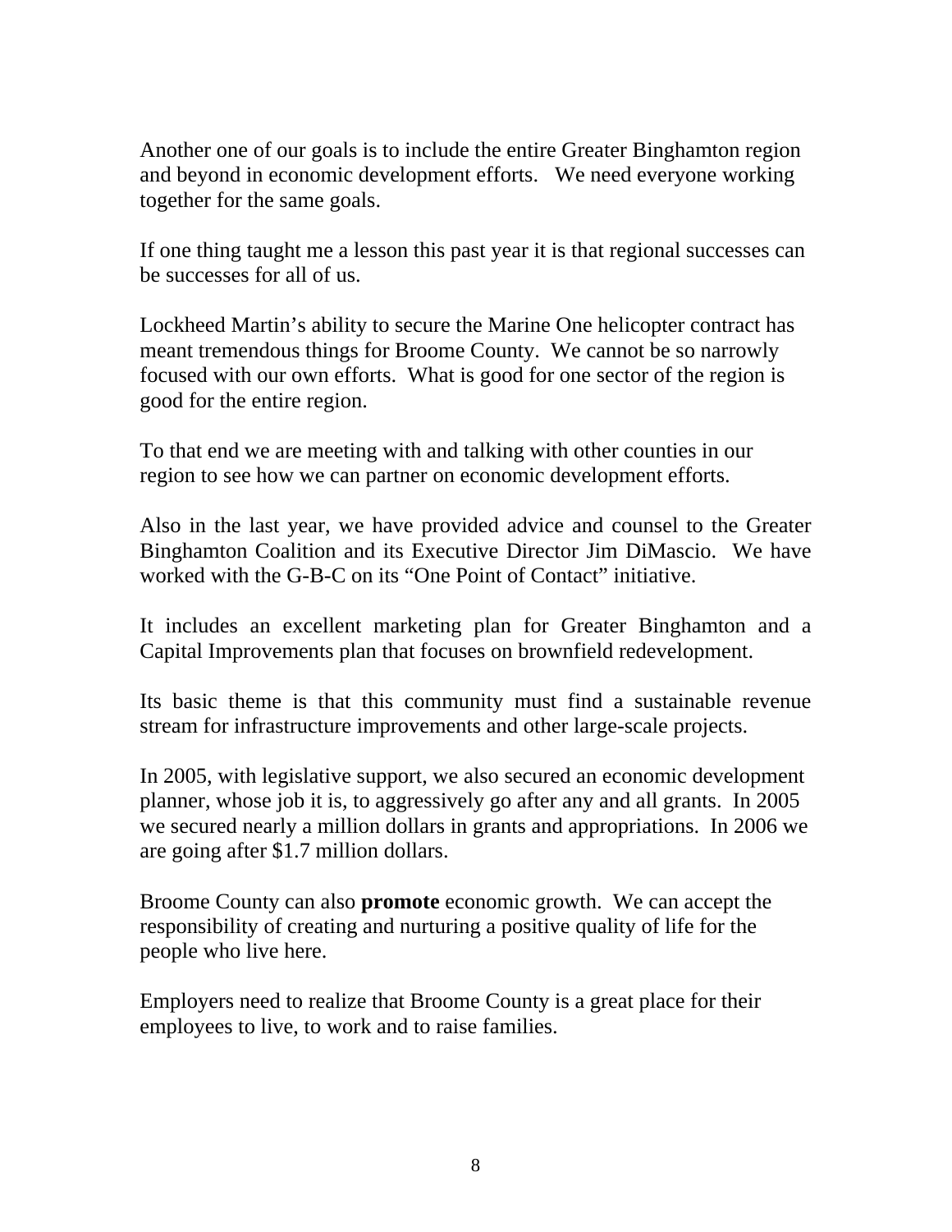Another one of our goals is to include the entire Greater Binghamton region and beyond in economic development efforts. We need everyone working together for the same goals.

If one thing taught me a lesson this past year it is that regional successes can be successes for all of us.

Lockheed Martin's ability to secure the Marine One helicopter contract has meant tremendous things for Broome County. We cannot be so narrowly focused with our own efforts. What is good for one sector of the region is good for the entire region.

To that end we are meeting with and talking with other counties in our region to see how we can partner on economic development efforts.

Also in the last year, we have provided advice and counsel to the Greater Binghamton Coalition and its Executive Director Jim DiMascio. We have worked with the G-B-C on its "One Point of Contact" initiative.

It includes an excellent marketing plan for Greater Binghamton and a Capital Improvements plan that focuses on brownfield redevelopment.

Its basic theme is that this community must find a sustainable revenue stream for infrastructure improvements and other large-scale projects.

In 2005, with legislative support, we also secured an economic development planner, whose job it is, to aggressively go after any and all grants. In 2005 we secured nearly a million dollars in grants and appropriations. In 2006 we are going after $1.7 million dollars.

Broome County can also **promote** economic growth. We can accept the responsibility of creating and nurturing a positive quality of life for the people who live here.

Employers need to realize that Broome County is a great place for their employees to live, to work and to raise families.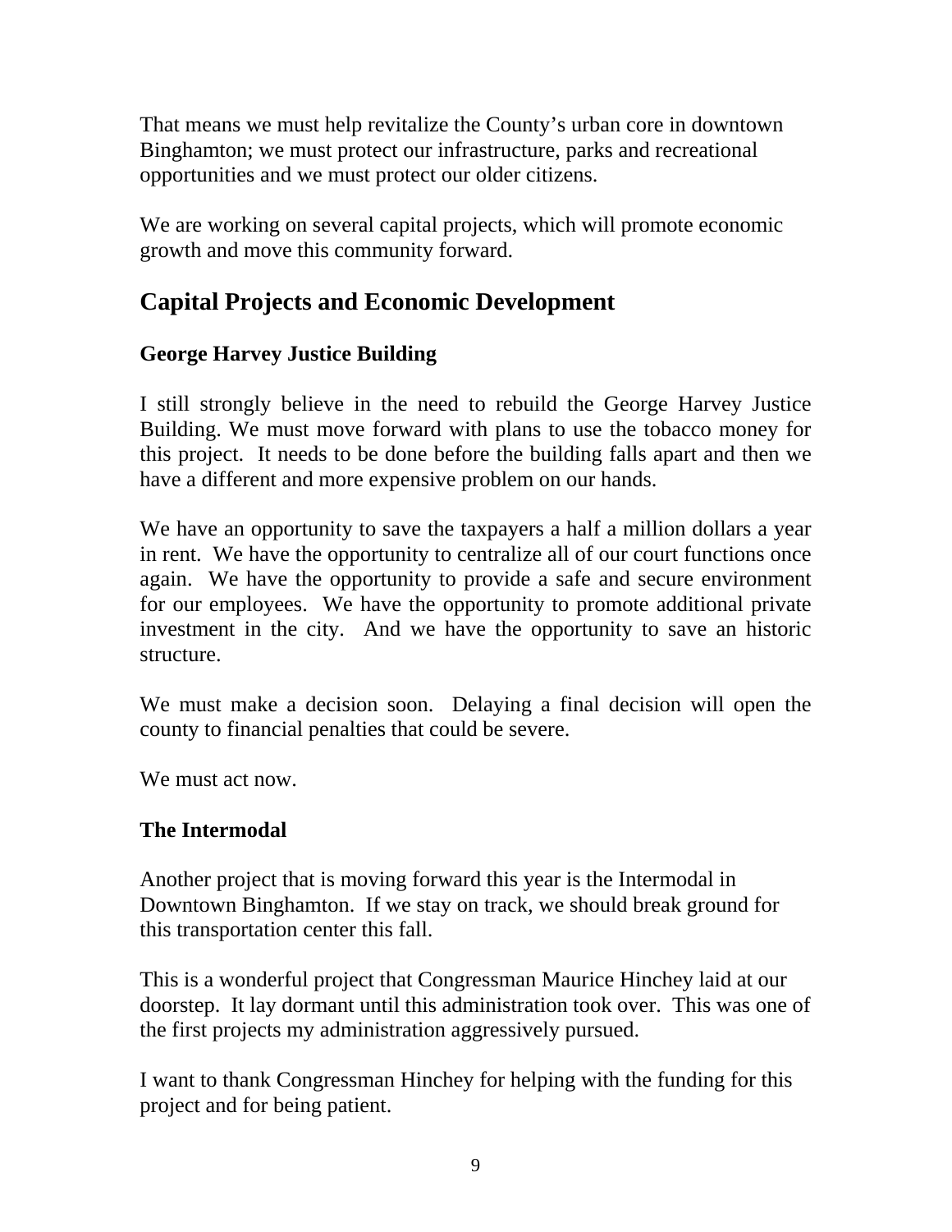That means we must help revitalize the County's urban core in downtown Binghamton; we must protect our infrastructure, parks and recreational opportunities and we must protect our older citizens.

We are working on several capital projects, which will promote economic growth and move this community forward.

## Capital Projects and Economic Development

### George Harvey Justice Building

I still strongly believe in the need to rebuild the George Harvey Justice Building. We must move forward with plans to use the tobacco money for this project. It needs to be done before the building falls apart and then we have a different and more expensive problem on our hands.

We have an opportunity to save the taxpayers a half a million dollars a year in rent. We have the opportunity to centralize all of our court functions once again. We have the opportunity to provide a safe and secure environment for our employees. We have the opportunity to promote additional private investment in the city. And we have the opportunity to save an historic structure.

We must make a decision soon. Delaying a final decision will open the county to financial penalties that could be severe.

We must act now.

### The Intermodal

Another project that is moving forward this year is the Intermodal in Downtown Binghamton. If we stay on track, we should break ground for this transportation center this fall.

This is a wonderful project that Congressman Maurice Hinchey laid at our doorstep. It lay dormant until this administration took over. This was one of the first projects my administration aggressively pursued.

I want to thank Congressman Hinchey for helping with the funding for this project and for being patient.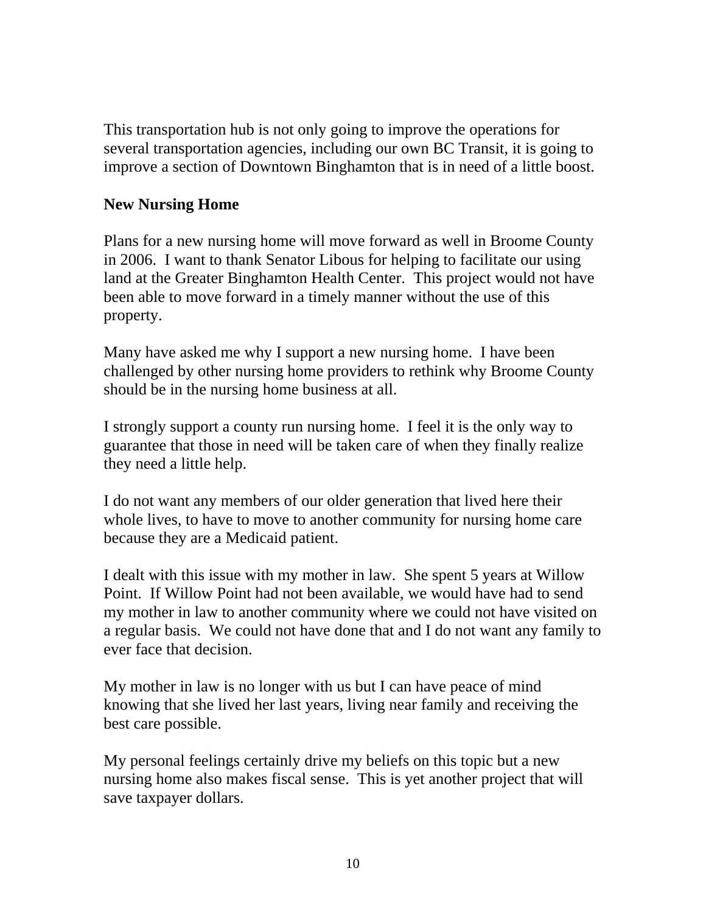This transportation hub is not only going to improve the operations for several transportation agencies, including our own BC Transit, it is going to improve a section of Downtown Binghamton that is in need of a little boost.

**New Nursing Home**

Plans for a new nursing home will move forward as well in Broome County in 2006. I want to thank Senator Libous for helping to facilitate our using land at the Greater Binghamton Health Center. This project would not have been able to move forward in a timely manner without the use of this property.

Many have asked me why I support a new nursing home. I have been challenged by other nursing home providers to rethink why Broome County should be in the nursing home business at all.

I strongly support a county run nursing home. I feel it is the only way to guarantee that those in need will be taken care of when they finally realize they need a little help.

I do not want any members of our older generation that lived here their whole lives, to have to move to another community for nursing home care because they are a Medicaid patient.

I dealt with this issue with my mother in law. She spent 5 years at Willow Point. If Willow Point had not been available, we would have had to send my mother in law to another community where we could not have visited on a regular basis. We could not have done that and I do not want any family to ever face that decision.

My mother in law is no longer with us but I can have peace of mind knowing that she lived her last years, living near family and receiving the best care possible.

My personal feelings certainly drive my beliefs on this topic but a new nursing home also makes fiscal sense. This is yet another project that will save taxpayer dollars.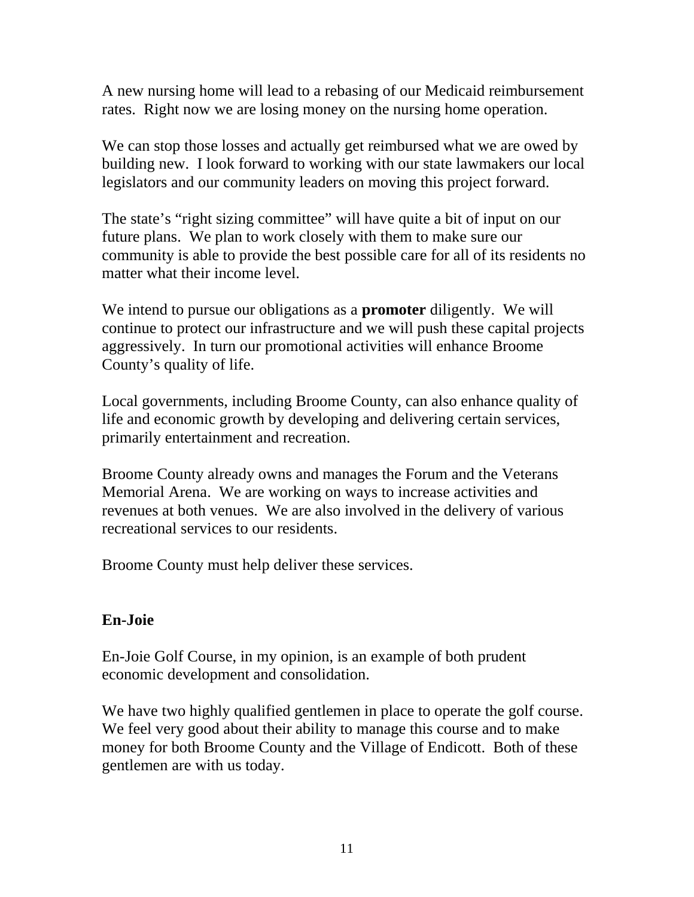A new nursing home will lead to a rebasing of our Medicaid reimbursement rates. Right now we are losing money on the nursing home operation.

We can stop those losses and actually get reimbursed what we are owed by building new. I look forward to working with our state lawmakers our local legislators and our community leaders on moving this project forward.

The state's "right sizing committee" will have quite a bit of input on our future plans. We plan to work closely with them to make sure our community is able to provide the best possible care for all of its residents no matter what their income level.

We intend to pursue our obligations as a **promoter** diligently. We will continue to protect our infrastructure and we will push these capital projects aggressively. In turn our promotional activities will enhance Broome County's quality of life.

Local governments, including Broome County, can also enhance quality of life and economic growth by developing and delivering certain services, primarily entertainment and recreation.

Broome County already owns and manages the Forum and the Veterans Memorial Arena. We are working on ways to increase activities and revenues at both venues. We are also involved in the delivery of various recreational services to our residents.

Broome County must help deliver these services.

**En-Joie**

En-Joie Golf Course, in my opinion, is an example of both prudent economic development and consolidation.

We have two highly qualified gentlemen in place to operate the golf course. We feel very good about their ability to manage this course and to make money for both Broome County and the Village of Endicott. Both of these gentlemen are with us today.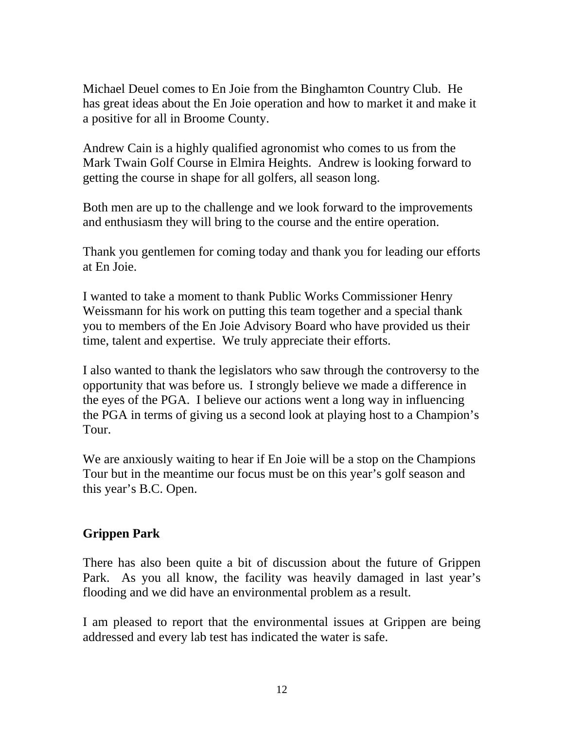Michael Deuel comes to En Joie from the Binghamton Country Club. He has great ideas about the En Joie operation and how to market it and make it a positive for all in Broome County.

Andrew Cain is a highly qualified agronomist who comes to us from the Mark Twain Golf Course in Elmira Heights. Andrew is looking forward to getting the course in shape for all golfers, all season long.

Both men are up to the challenge and we look forward to the improvements and enthusiasm they will bring to the course and the entire operation.

Thank you gentlemen for coming today and thank you for leading our efforts at En Joie.

I wanted to take a moment to thank Public Works Commissioner Henry Weissmann for his work on putting this team together and a special thank you to members of the En Joie Advisory Board who have provided us their time, talent and expertise. We truly appreciate their efforts.

I also wanted to thank the legislators who saw through the controversy to the opportunity that was before us. I strongly believe we made a difference in the eyes of the PGA. I believe our actions went a long way in influencing the PGA in terms of giving us a second look at playing host to a Champion's Tour.

We are anxiously waiting to hear if En Joie will be a stop on the Champions Tour but in the meantime our focus must be on this year's golf season and this year's B.C. Open.

**Grippen Park**

There has also been quite a bit of discussion about the future of Grippen Park. As you all know, the facility was heavily damaged in last year's flooding and we did have an environmental problem as a result.

I am pleased to report that the environmental issues at Grippen are being addressed and every lab test has indicated the water is safe.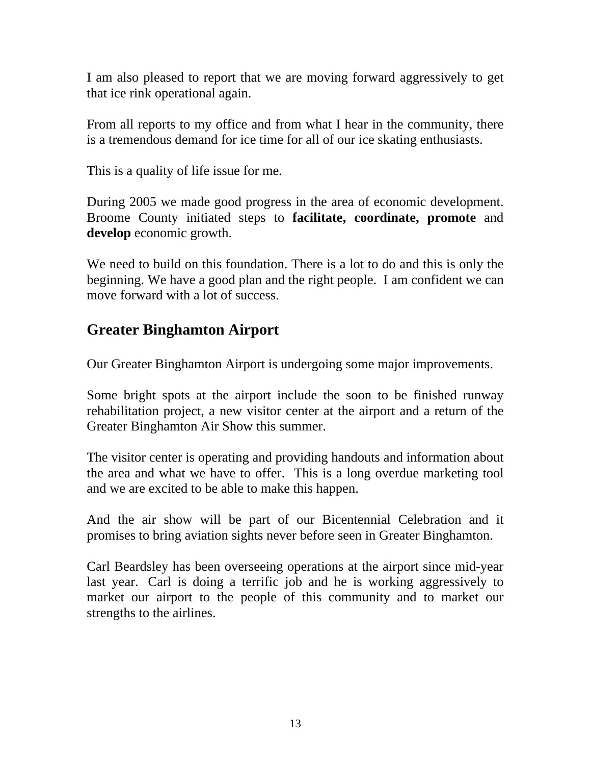I am also pleased to report that we are moving forward aggressively to get that ice rink operational again.

From all reports to my office and from what I hear in the community, there is a tremendous demand for ice time for all of our ice skating enthusiasts.

This is a quality of life issue for me.

During 2005 we made good progress in the area of economic development. Broome County initiated steps to **facilitate, coordinate, promote** and **develop** economic growth.

We need to build on this foundation. There is a lot to do and this is only the beginning. We have a good plan and the right people. I am confident we can move forward with a lot of success.

## Greater Binghamton Airport

Our Greater Binghamton Airport is undergoing some major improvements.

Some bright spots at the airport include the soon to be finished runway rehabilitation project, a new visitor center at the airport and a return of the Greater Binghamton Air Show this summer.

The visitor center is operating and providing handouts and information about the area and what we have to offer. This is a long overdue marketing tool and we are excited to be able to make this happen.

And the air show will be part of our Bicentennial Celebration and it promises to bring aviation sights never before seen in Greater Binghamton.

Carl Beardsley has been overseeing operations at the airport since mid-year last year. Carl is doing a terrific job and he is working aggressively to market our airport to the people of this community and to market our strengths to the airlines.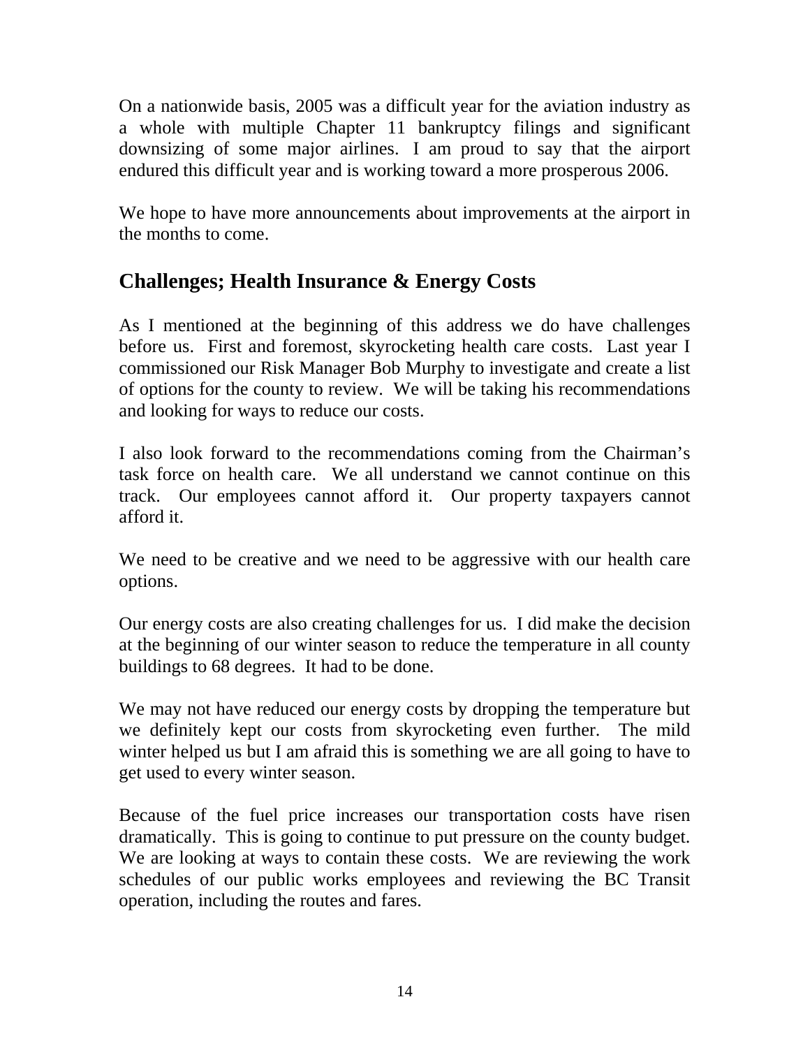On a nationwide basis, 2005 was a difficult year for the aviation industry as a whole with multiple Chapter 11 bankruptcy filings and significant downsizing of some major airlines. I am proud to say that the airport endured this difficult year and is working toward a more prosperous 2006.

We hope to have more announcements about improvements at the airport in the months to come.

## Challenges; Health Insurance & Energy Costs

As I mentioned at the beginning of this address we do have challenges before us. First and foremost, skyrocketing health care costs. Last year I commissioned our Risk Manager Bob Murphy to investigate and create a list of options for the county to review. We will be taking his recommendations and looking for ways to reduce our costs.

I also look forward to the recommendations coming from the Chairman's task force on health care. We all understand we cannot continue on this track. Our employees cannot afford it. Our property taxpayers cannot afford it.

We need to be creative and we need to be aggressive with our health care options.

Our energy costs are also creating challenges for us. I did make the decision at the beginning of our winter season to reduce the temperature in all county buildings to 68 degrees. It had to be done.

We may not have reduced our energy costs by dropping the temperature but we definitely kept our costs from skyrocketing even further. The mild winter helped us but I am afraid this is something we are all going to have to get used to every winter season.

Because of the fuel price increases our transportation costs have risen dramatically. This is going to continue to put pressure on the county budget. We are looking at ways to contain these costs. We are reviewing the work schedules of our public works employees and reviewing the BC Transit operation, including the routes and fares.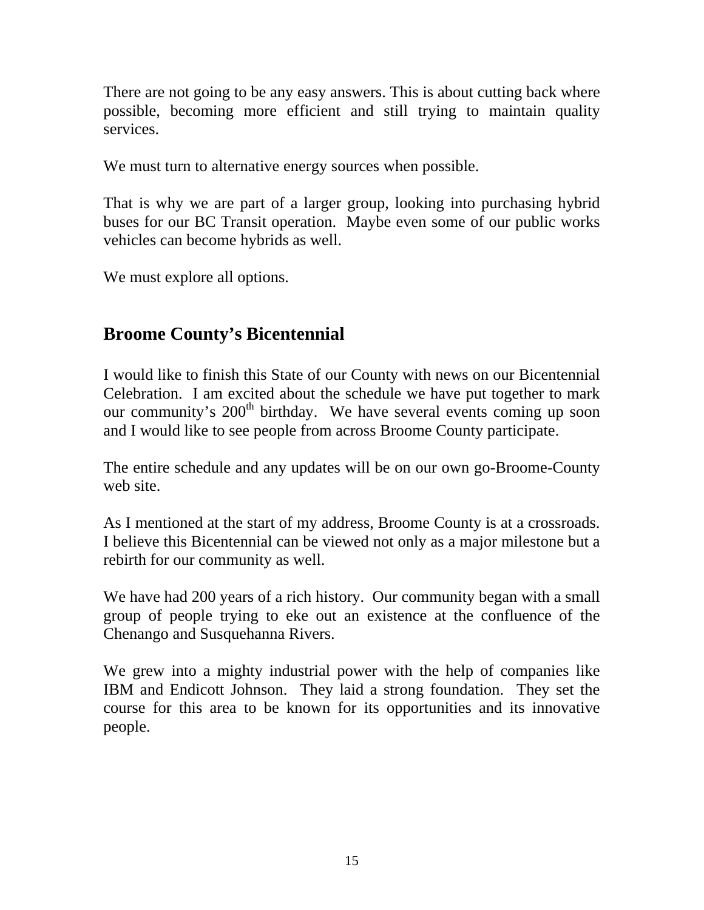There are not going to be any easy answers. This is about cutting back where possible, becoming more efficient and still trying to maintain quality services.

We must turn to alternative energy sources when possible.

That is why we are part of a larger group, looking into purchasing hybrid buses for our BC Transit operation. Maybe even some of our public works vehicles can become hybrids as well.

We must explore all options.

## Broome County's Bicentennial

I would like to finish this State of our County with news on our Bicentennial Celebration. I am excited about the schedule we have put together to mark our community's 200th birthday. We have several events coming up soon and I would like to see people from across Broome County participate.

The entire schedule and any updates will be on our own go-Broome-County web site.

As I mentioned at the start of my address, Broome County is at a crossroads. I believe this Bicentennial can be viewed not only as a major milestone but a rebirth for our community as well.

We have had 200 years of a rich history. Our community began with a small group of people trying to eke out an existence at the confluence of the Chenango and Susquehanna Rivers.

We grew into a mighty industrial power with the help of companies like IBM and Endicott Johnson. They laid a strong foundation. They set the course for this area to be known for its opportunities and its innovative people.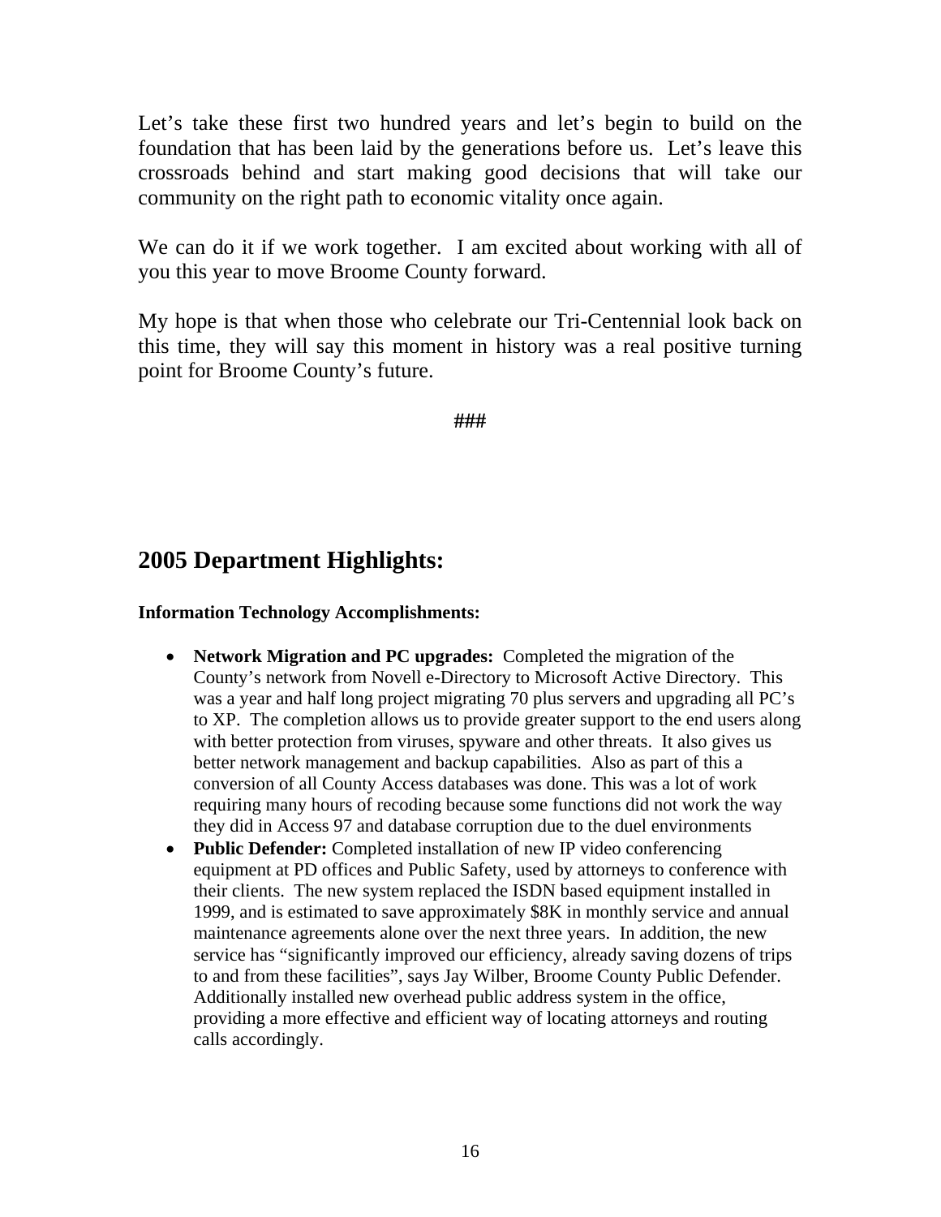Let's take these first two hundred years and let's begin to build on the foundation that has been laid by the generations before us. Let's leave this crossroads behind and start making good decisions that will take our community on the right path to economic vitality once again.

We can do it if we work together. I am excited about working with all of you this year to move Broome County forward.

My hope is that when those who celebrate our Tri-Centennial look back on this time, they will say this moment in history was a real positive turning point for Broome County's future.

**###**

## 2005 Department Highlights:

**Information Technology Accomplishments:**

- **Network Migration and PC upgrades:** Completed the migration of the County's network from Novell e-Directory to Microsoft Active Directory. This was a year and half long project migrating 70 plus servers and upgrading all PC's to XP. The completion allows us to provide greater support to the end users along with better protection from viruses, spyware and other threats. It also gives us better network management and backup capabilities. Also as part of this a conversion of all County Access databases was done. This was a lot of work requiring many hours of recoding because some functions did not work the way they did in Access 97 and database corruption due to the duel environments
- **Public Defender:** Completed installation of new IP video conferencing equipment at PD offices and Public Safety, used by attorneys to conference with their clients. The new system replaced the ISDN based equipment installed in 1999, and is estimated to save approximately $8K in monthly service and annual maintenance agreements alone over the next three years. In addition, the new service has "significantly improved our efficiency, already saving dozens of trips to and from these facilities", says Jay Wilber, Broome County Public Defender. Additionally installed new overhead public address system in the office, providing a more effective and efficient way of locating attorneys and routing calls accordingly.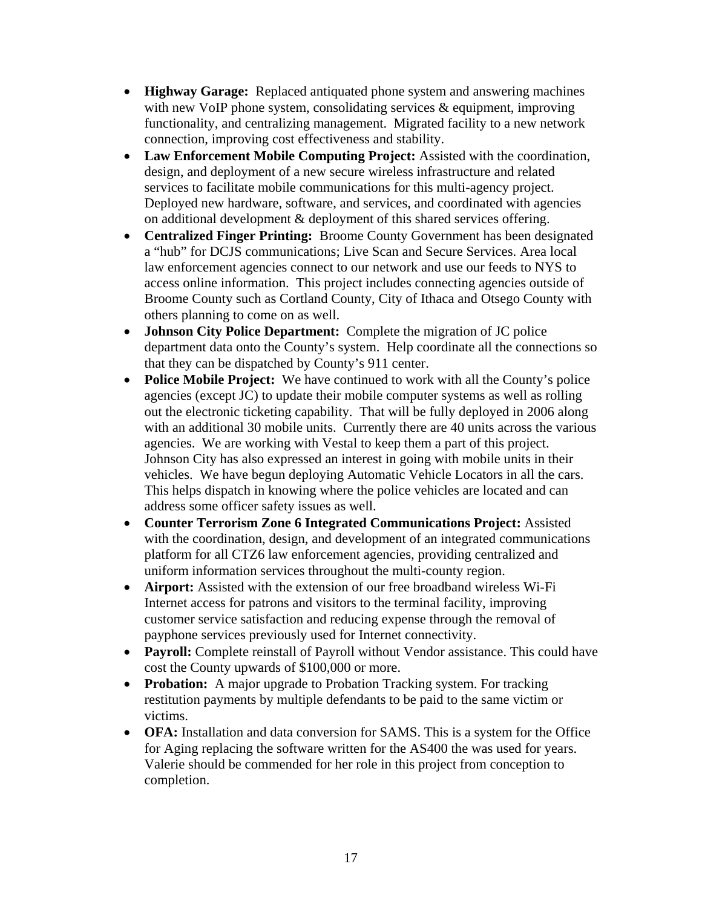- **Highway Garage:** Replaced antiquated phone system and answering machines with new VoIP phone system, consolidating services & equipment, improving functionality, and centralizing management. Migrated facility to a new network connection, improving cost effectiveness and stability.
- **Law Enforcement Mobile Computing Project:** Assisted with the coordination, design, and deployment of a new secure wireless infrastructure and related services to facilitate mobile communications for this multi-agency project. Deployed new hardware, software, and services, and coordinated with agencies on additional development & deployment of this shared services offering.
- **Centralized Finger Printing:** Broome County Government has been designated a "hub" for DCJS communications; Live Scan and Secure Services. Area local law enforcement agencies connect to our network and use our feeds to NYS to access online information. This project includes connecting agencies outside of Broome County such as Cortland County, City of Ithaca and Otsego County with others planning to come on as well.
- **Johnson City Police Department:** Complete the migration of JC police department data onto the County's system. Help coordinate all the connections so that they can be dispatched by County's 911 center.
- **Police Mobile Project:** We have continued to work with all the County's police agencies (except JC) to update their mobile computer systems as well as rolling out the electronic ticketing capability. That will be fully deployed in 2006 along with an additional 30 mobile units. Currently there are 40 units across the various agencies. We are working with Vestal to keep them a part of this project. Johnson City has also expressed an interest in going with mobile units in their vehicles. We have begun deploying Automatic Vehicle Locators in all the cars. This helps dispatch in knowing where the police vehicles are located and can address some officer safety issues as well.
- **Counter Terrorism Zone 6 Integrated Communications Project:** Assisted with the coordination, design, and development of an integrated communications platform for all CTZ6 law enforcement agencies, providing centralized and uniform information services throughout the multi-county region.
- **Airport:** Assisted with the extension of our free broadband wireless Wi-Fi Internet access for patrons and visitors to the terminal facility, improving customer service satisfaction and reducing expense through the removal of payphone services previously used for Internet connectivity.
- **Payroll:** Complete reinstall of Payroll without Vendor assistance. This could have cost the County upwards of $100,000 or more.
- **Probation:** A major upgrade to Probation Tracking system. For tracking restitution payments by multiple defendants to be paid to the same victim or victims.
- **OFA:** Installation and data conversion for SAMS. This is a system for the Office for Aging replacing the software written for the AS400 the was used for years. Valerie should be commended for her role in this project from conception to completion.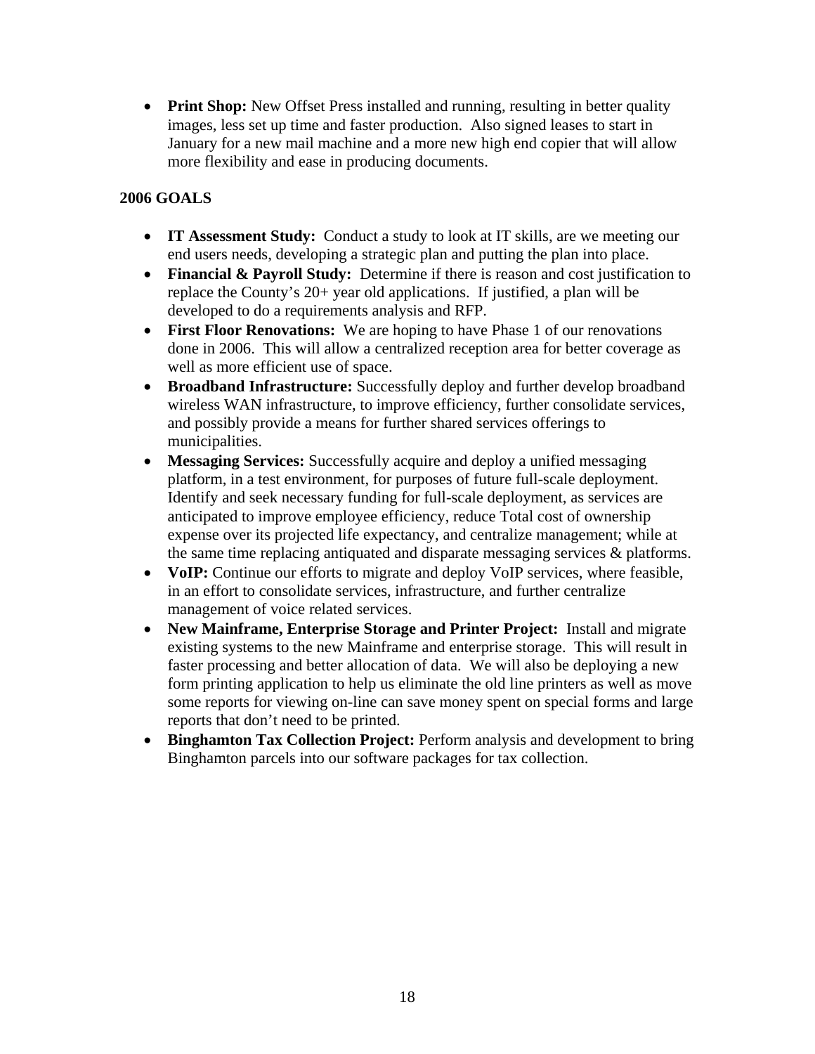- **Print Shop:** New Offset Press installed and running, resulting in better quality images, less set up time and faster production. Also signed leases to start in January for a new mail machine and a more new high end copier that will allow more flexibility and ease in producing documents.

**2006 GOALS**

- **IT Assessment Study:** Conduct a study to look at IT skills, are we meeting our end users needs, developing a strategic plan and putting the plan into place.
- **Financial & Payroll Study:** Determine if there is reason and cost justification to replace the County's 20+ year old applications. If justified, a plan will be developed to do a requirements analysis and RFP.
- **First Floor Renovations:** We are hoping to have Phase 1 of our renovations done in 2006. This will allow a centralized reception area for better coverage as well as more efficient use of space.
- **Broadband Infrastructure:** Successfully deploy and further develop broadband wireless WAN infrastructure, to improve efficiency, further consolidate services, and possibly provide a means for further shared services offerings to municipalities.
- **Messaging Services:** Successfully acquire and deploy a unified messaging platform, in a test environment, for purposes of future full-scale deployment. Identify and seek necessary funding for full-scale deployment, as services are anticipated to improve employee efficiency, reduce Total cost of ownership expense over its projected life expectancy, and centralize management; while at the same time replacing antiquated and disparate messaging services & platforms.
- **VoIP:** Continue our efforts to migrate and deploy VoIP services, where feasible, in an effort to consolidate services, infrastructure, and further centralize management of voice related services.
- **New Mainframe, Enterprise Storage and Printer Project:** Install and migrate existing systems to the new Mainframe and enterprise storage. This will result in faster processing and better allocation of data. We will also be deploying a new form printing application to help us eliminate the old line printers as well as move some reports for viewing on-line can save money spent on special forms and large reports that don't need to be printed.
- **Binghamton Tax Collection Project:** Perform analysis and development to bring Binghamton parcels into our software packages for tax collection.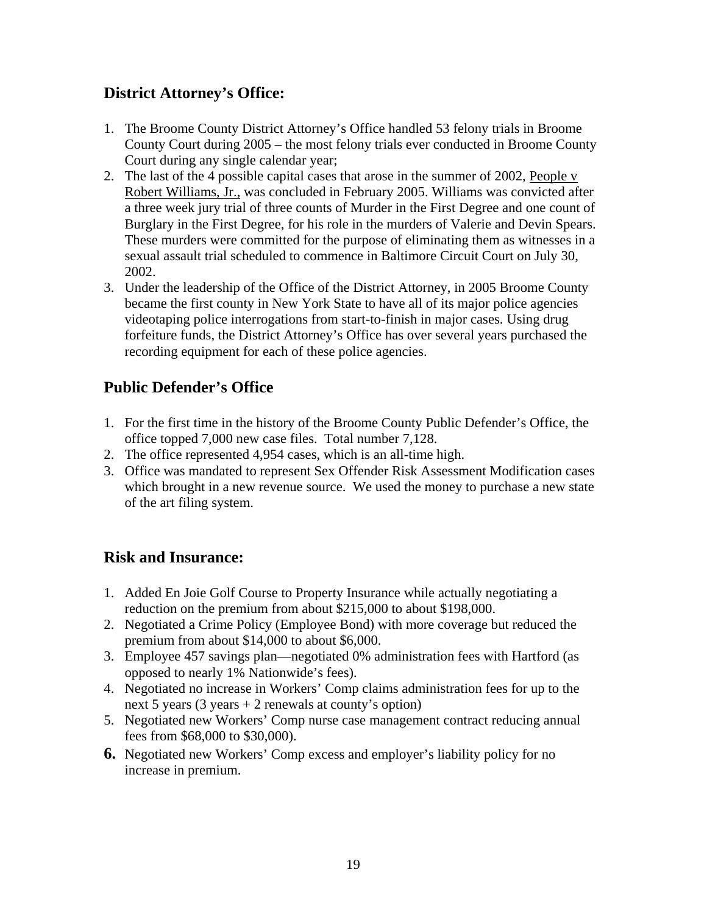## District Attorney's Office:

1. The Broome County District Attorney's Office handled 53 felony trials in Broome County Court during 2005 – the most felony trials ever conducted in Broome County Court during any single calendar year;
2. The last of the 4 possible capital cases that arose in the summer of 2002, People v Robert Williams, Jr., was concluded in February 2005. Williams was convicted after a three week jury trial of three counts of Murder in the First Degree and one count of Burglary in the First Degree, for his role in the murders of Valerie and Devin Spears. These murders were committed for the purpose of eliminating them as witnesses in a sexual assault trial scheduled to commence in Baltimore Circuit Court on July 30, 2002.
3. Under the leadership of the Office of the District Attorney, in 2005 Broome County became the first county in New York State to have all of its major police agencies videotaping police interrogations from start-to-finish in major cases. Using drug forfeiture funds, the District Attorney's Office has over several years purchased the recording equipment for each of these police agencies.

## Public Defender's Office

1. For the first time in the history of the Broome County Public Defender's Office, the office topped 7,000 new case files. Total number 7,128.
2. The office represented 4,954 cases, which is an all-time high.
3. Office was mandated to represent Sex Offender Risk Assessment Modification cases which brought in a new revenue source. We used the money to purchase a new state of the art filing system.

## Risk and Insurance:

1. Added En Joie Golf Course to Property Insurance while actually negotiating a reduction on the premium from about $215,000 to about $198,000.
2. Negotiated a Crime Policy (Employee Bond) with more coverage but reduced the premium from about $14,000 to about $6,000.
3. Employee 457 savings plan—negotiated 0% administration fees with Hartford (as opposed to nearly 1% Nationwide's fees).
4. Negotiated no increase in Workers' Comp claims administration fees for up to the next 5 years (3 years + 2 renewals at county's option)
5. Negotiated new Workers' Comp nurse case management contract reducing annual fees from $68,000 to $30,000).
6. Negotiated new Workers' Comp excess and employer's liability policy for no increase in premium.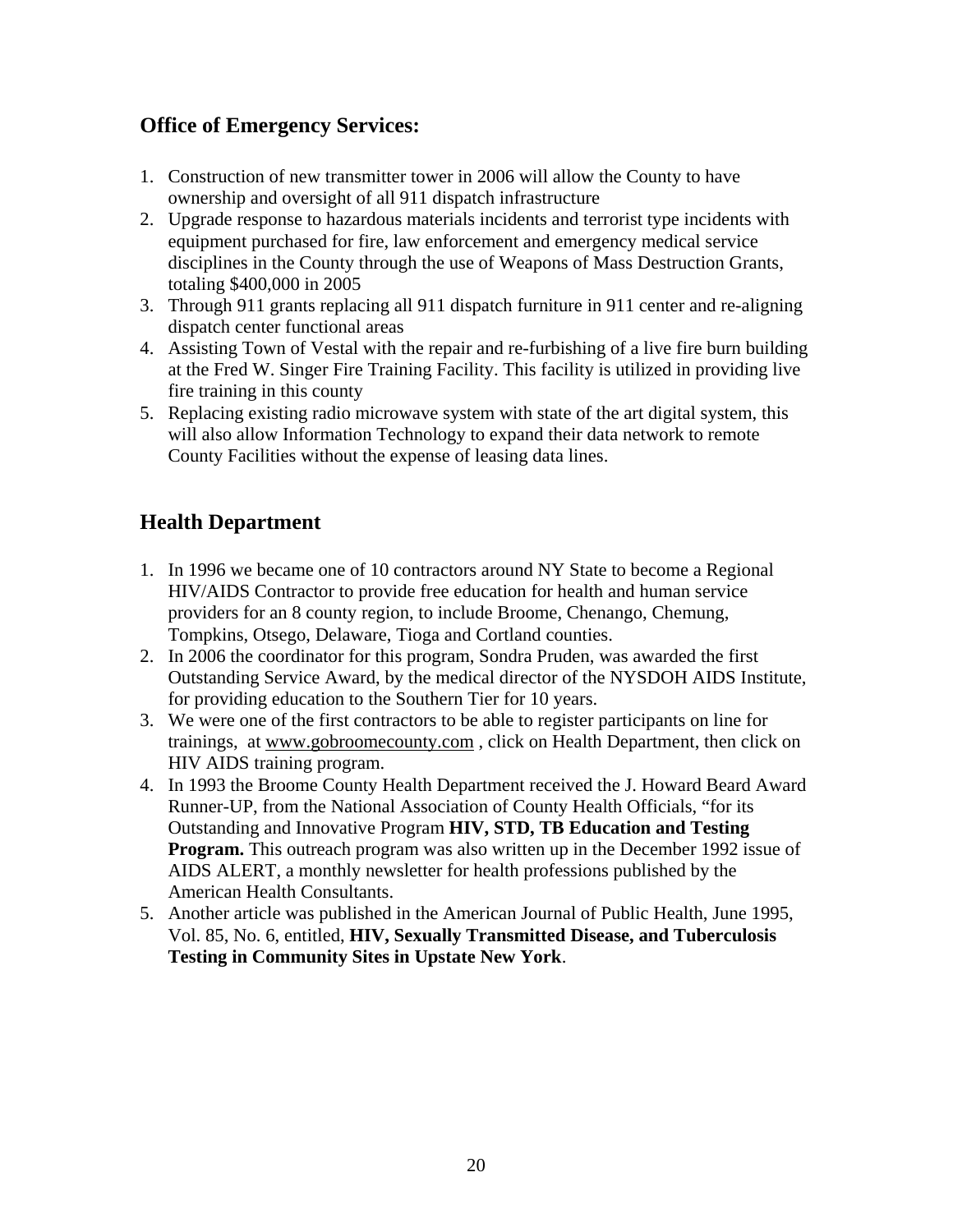## Office of Emergency Services:

1. Construction of new transmitter tower in 2006 will allow the County to have ownership and oversight of all 911 dispatch infrastructure
2. Upgrade response to hazardous materials incidents and terrorist type incidents with equipment purchased for fire, law enforcement and emergency medical service disciplines in the County through the use of Weapons of Mass Destruction Grants, totaling $400,000 in 2005
3. Through 911 grants replacing all 911 dispatch furniture in 911 center and re-aligning dispatch center functional areas
4. Assisting Town of Vestal with the repair and re-furbishing of a live fire burn building at the Fred W. Singer Fire Training Facility. This facility is utilized in providing live fire training in this county
5. Replacing existing radio microwave system with state of the art digital system, this will also allow Information Technology to expand their data network to remote County Facilities without the expense of leasing data lines.

## Health Department

1. In 1996 we became one of 10 contractors around NY State to become a Regional HIV/AIDS Contractor to provide free education for health and human service providers for an 8 county region, to include Broome, Chenango, Chemung, Tompkins, Otsego, Delaware, Tioga and Cortland counties.
2. In 2006 the coordinator for this program, Sondra Pruden, was awarded the first Outstanding Service Award, by the medical director of the NYSDOH AIDS Institute, for providing education to the Southern Tier for 10 years.
3. We were one of the first contractors to be able to register participants on line for trainings, at www.gobroomecounty.com , click on Health Department, then click on HIV AIDS training program.
4. In 1993 the Broome County Health Department received the J. Howard Beard Award Runner-UP, from the National Association of County Health Officials, "for its Outstanding and Innovative Program **HIV, STD, TB Education and Testing Program.** This outreach program was also written up in the December 1992 issue of AIDS ALERT, a monthly newsletter for health professions published by the American Health Consultants.
5. Another article was published in the American Journal of Public Health, June 1995, Vol. 85, No. 6, entitled, **HIV, Sexually Transmitted Disease, and Tuberculosis Testing in Community Sites in Upstate New York**.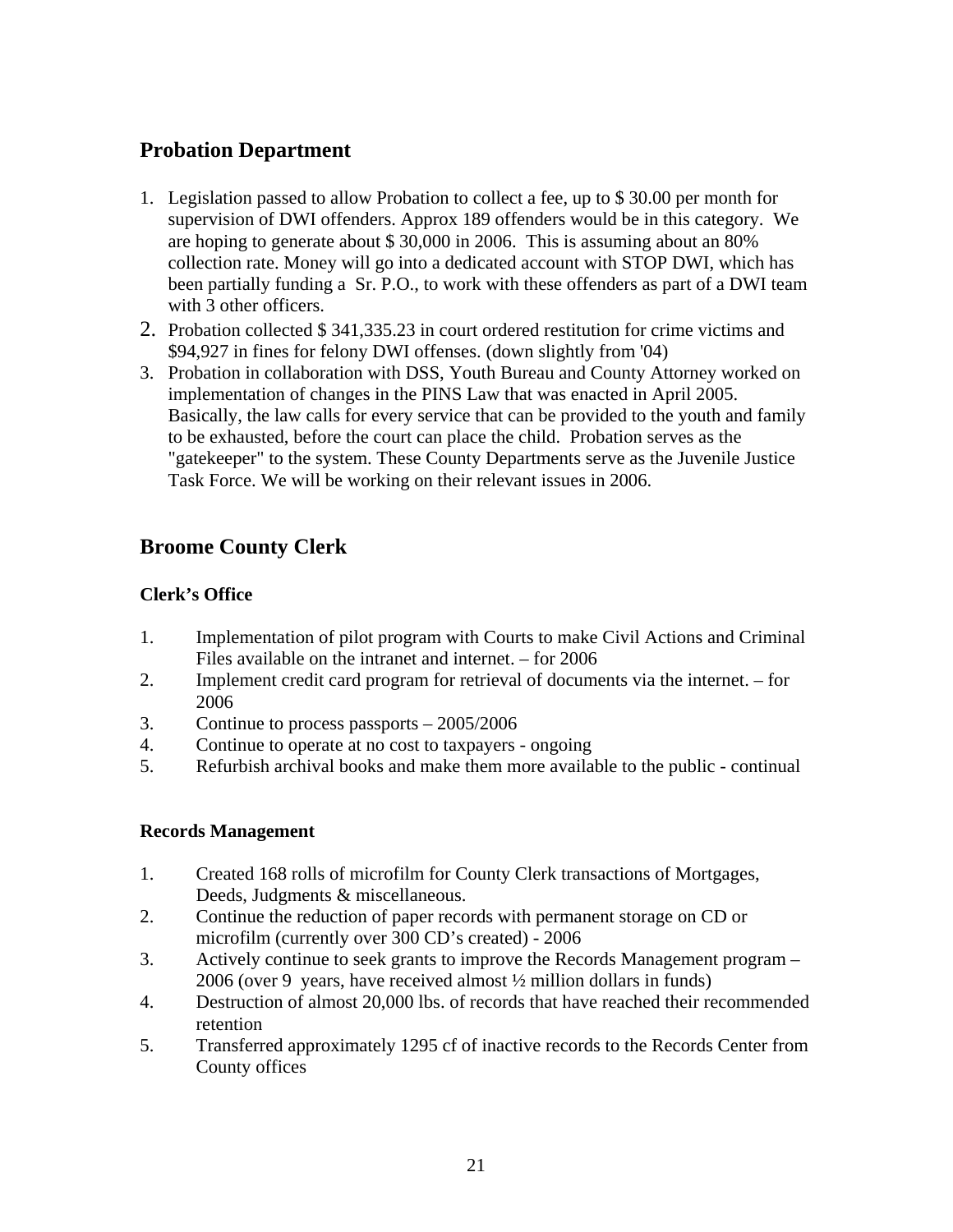## Probation Department

1. Legislation passed to allow Probation to collect a fee, up to $ 30.00 per month for supervision of DWI offenders. Approx 189 offenders would be in this category. We are hoping to generate about $ 30,000 in 2006. This is assuming about an 80% collection rate. Money will go into a dedicated account with STOP DWI, which has been partially funding a Sr. P.O., to work with these offenders as part of a DWI team with 3 other officers.
2. Probation collected $ 341,335.23 in court ordered restitution for crime victims and $94,927 in fines for felony DWI offenses. (down slightly from '04)
3. Probation in collaboration with DSS, Youth Bureau and County Attorney worked on implementation of changes in the PINS Law that was enacted in April 2005. Basically, the law calls for every service that can be provided to the youth and family to be exhausted, before the court can place the child. Probation serves as the "gatekeeper" to the system. These County Departments serve as the Juvenile Justice Task Force. We will be working on their relevant issues in 2006.

## Broome County Clerk

### Clerk's Office

1. Implementation of pilot program with Courts to make Civil Actions and Criminal Files available on the intranet and internet. – for 2006
2. Implement credit card program for retrieval of documents via the internet. – for 2006
3. Continue to process passports – 2005/2006
4. Continue to operate at no cost to taxpayers - ongoing
5. Refurbish archival books and make them more available to the public - continual

### Records Management

1. Created 168 rolls of microfilm for County Clerk transactions of Mortgages, Deeds, Judgments & miscellaneous.
2. Continue the reduction of paper records with permanent storage on CD or microfilm (currently over 300 CD's created) - 2006
3. Actively continue to seek grants to improve the Records Management program – 2006 (over 9 years, have received almost ½ million dollars in funds)
4. Destruction of almost 20,000 lbs. of records that have reached their recommended retention
5. Transferred approximately 1295 cf of inactive records to the Records Center from County offices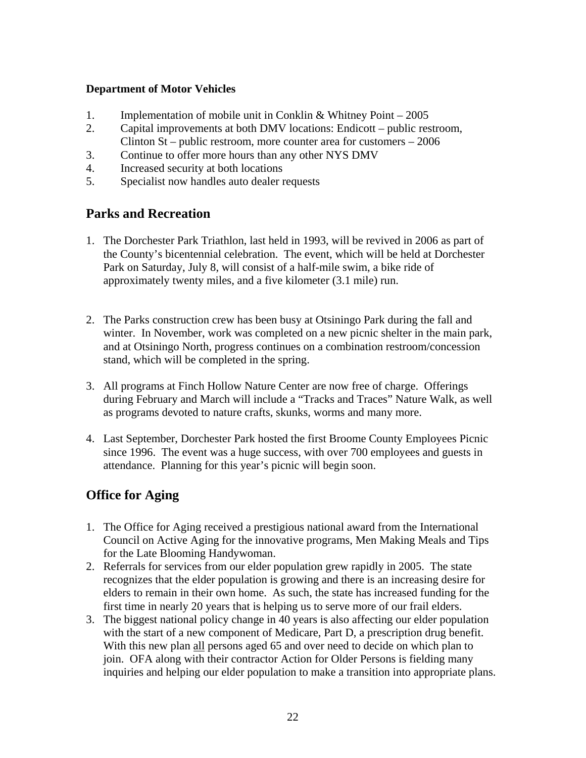**Department of Motor Vehicles**

1. Implementation of mobile unit in Conklin & Whitney Point – 2005
2. Capital improvements at both DMV locations: Endicott – public restroom, Clinton St – public restroom, more counter area for customers – 2006
3. Continue to offer more hours than any other NYS DMV
4. Increased security at both locations
5. Specialist now handles auto dealer requests

## Parks and Recreation

1. The Dorchester Park Triathlon, last held in 1993, will be revived in 2006 as part of the County's bicentennial celebration. The event, which will be held at Dorchester Park on Saturday, July 8, will consist of a half-mile swim, a bike ride of approximately twenty miles, and a five kilometer (3.1 mile) run.

2. The Parks construction crew has been busy at Otsiningo Park during the fall and winter. In November, work was completed on a new picnic shelter in the main park, and at Otsiningo North, progress continues on a combination restroom/concession stand, which will be completed in the spring.

3. All programs at Finch Hollow Nature Center are now free of charge. Offerings during February and March will include a "Tracks and Traces" Nature Walk, as well as programs devoted to nature crafts, skunks, worms and many more.

4. Last September, Dorchester Park hosted the first Broome County Employees Picnic since 1996. The event was a huge success, with over 700 employees and guests in attendance. Planning for this year's picnic will begin soon.

## Office for Aging

1. The Office for Aging received a prestigious national award from the International Council on Active Aging for the innovative programs, Men Making Meals and Tips for the Late Blooming Handywoman.
2. Referrals for services from our elder population grew rapidly in 2005. The state recognizes that the elder population is growing and there is an increasing desire for elders to remain in their own home. As such, the state has increased funding for the first time in nearly 20 years that is helping us to serve more of our frail elders.
3. The biggest national policy change in 40 years is also affecting our elder population with the start of a new component of Medicare, Part D, a prescription drug benefit. With this new plan <u>all</u> persons aged 65 and over need to decide on which plan to join. OFA along with their contractor Action for Older Persons is fielding many inquiries and helping our elder population to make a transition into appropriate plans.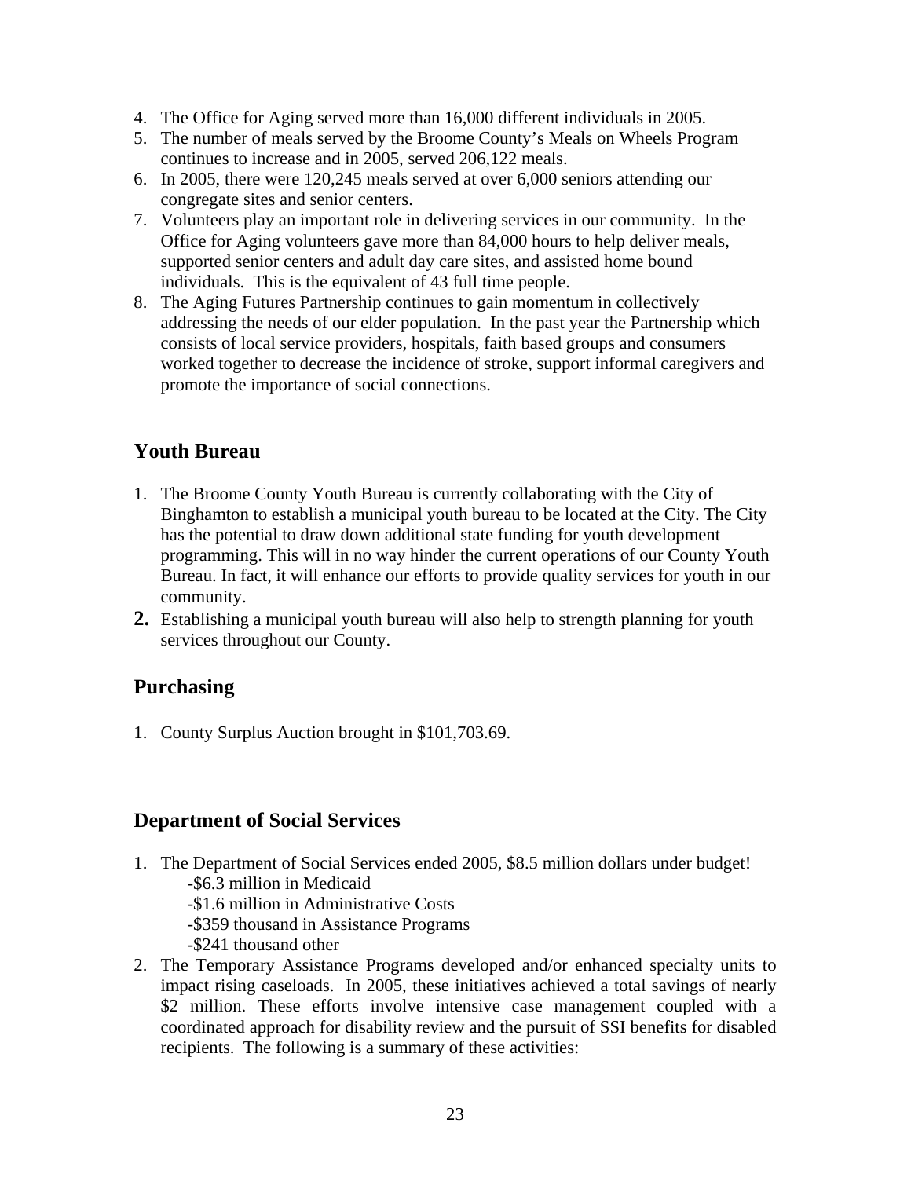4. The Office for Aging served more than 16,000 different individuals in 2005.
5. The number of meals served by the Broome County's Meals on Wheels Program continues to increase and in 2005, served 206,122 meals.
6. In 2005, there were 120,245 meals served at over 6,000 seniors attending our congregate sites and senior centers.
7. Volunteers play an important role in delivering services in our community. In the Office for Aging volunteers gave more than 84,000 hours to help deliver meals, supported senior centers and adult day care sites, and assisted home bound individuals. This is the equivalent of 43 full time people.
8. The Aging Futures Partnership continues to gain momentum in collectively addressing the needs of our elder population. In the past year the Partnership which consists of local service providers, hospitals, faith based groups and consumers worked together to decrease the incidence of stroke, support informal caregivers and promote the importance of social connections.

## Youth Bureau

1. The Broome County Youth Bureau is currently collaborating with the City of Binghamton to establish a municipal youth bureau to be located at the City. The City has the potential to draw down additional state funding for youth development programming. This will in no way hinder the current operations of our County Youth Bureau. In fact, it will enhance our efforts to provide quality services for youth in our community.
2. Establishing a municipal youth bureau will also help to strength planning for youth services throughout our County.

## Purchasing

1. County Surplus Auction brought in $101,703.69.

## Department of Social Services

1. The Department of Social Services ended 2005, $8.5 million dollars under budget!
   - -$6.3 million in Medicaid
   - -$1.6 million in Administrative Costs
   - -$359 thousand in Assistance Programs
   - -$241 thousand other
2. The Temporary Assistance Programs developed and/or enhanced specialty units to impact rising caseloads. In 2005, these initiatives achieved a total savings of nearly $2 million. These efforts involve intensive case management coupled with a coordinated approach for disability review and the pursuit of SSI benefits for disabled recipients. The following is a summary of these activities: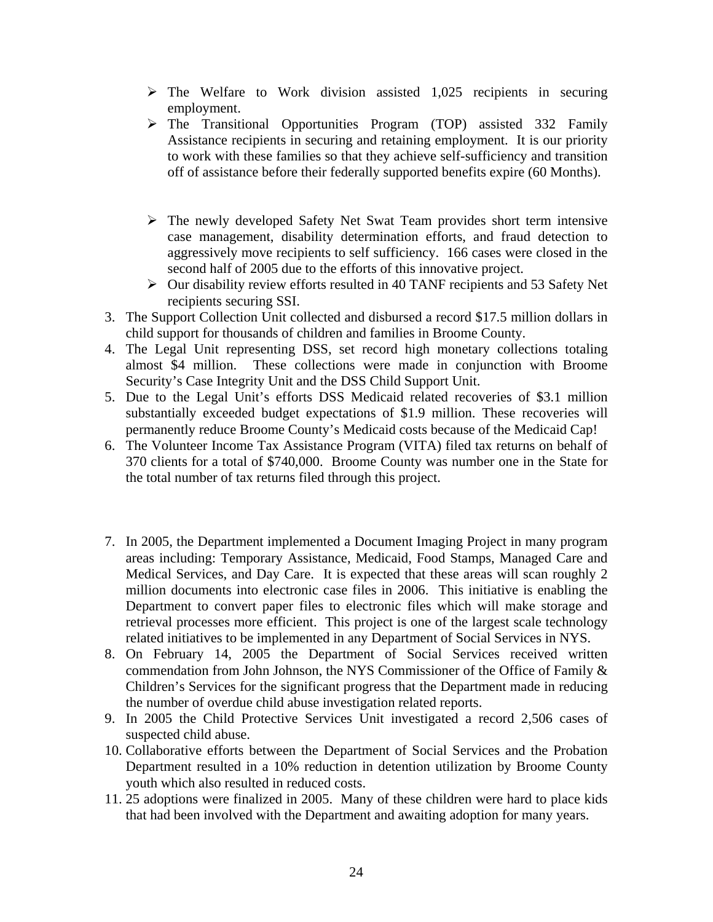- The Welfare to Work division assisted 1,025 recipients in securing employment.
- The Transitional Opportunities Program (TOP) assisted 332 Family Assistance recipients in securing and retaining employment. It is our priority to work with these families so that they achieve self-sufficiency and transition off of assistance before their federally supported benefits expire (60 Months).

- The newly developed Safety Net Swat Team provides short term intensive case management, disability determination efforts, and fraud detection to aggressively move recipients to self sufficiency. 166 cases were closed in the second half of 2005 due to the efforts of this innovative project.
- Our disability review efforts resulted in 40 TANF recipients and 53 Safety Net recipients securing SSI.

3. The Support Collection Unit collected and disbursed a record $17.5 million dollars in child support for thousands of children and families in Broome County.
4. The Legal Unit representing DSS, set record high monetary collections totaling almost $4 million. These collections were made in conjunction with Broome Security's Case Integrity Unit and the DSS Child Support Unit.
5. Due to the Legal Unit's efforts DSS Medicaid related recoveries of $3.1 million substantially exceeded budget expectations of $1.9 million. These recoveries will permanently reduce Broome County's Medicaid costs because of the Medicaid Cap!
6. The Volunteer Income Tax Assistance Program (VITA) filed tax returns on behalf of 370 clients for a total of $740,000. Broome County was number one in the State for the total number of tax returns filed through this project.

7. In 2005, the Department implemented a Document Imaging Project in many program areas including: Temporary Assistance, Medicaid, Food Stamps, Managed Care and Medical Services, and Day Care. It is expected that these areas will scan roughly 2 million documents into electronic case files in 2006. This initiative is enabling the Department to convert paper files to electronic files which will make storage and retrieval processes more efficient. This project is one of the largest scale technology related initiatives to be implemented in any Department of Social Services in NYS.
8. On February 14, 2005 the Department of Social Services received written commendation from John Johnson, the NYS Commissioner of the Office of Family & Children's Services for the significant progress that the Department made in reducing the number of overdue child abuse investigation related reports.
9. In 2005 the Child Protective Services Unit investigated a record 2,506 cases of suspected child abuse.
10. Collaborative efforts between the Department of Social Services and the Probation Department resulted in a 10% reduction in detention utilization by Broome County youth which also resulted in reduced costs.
11. 25 adoptions were finalized in 2005. Many of these children were hard to place kids that had been involved with the Department and awaiting adoption for many years.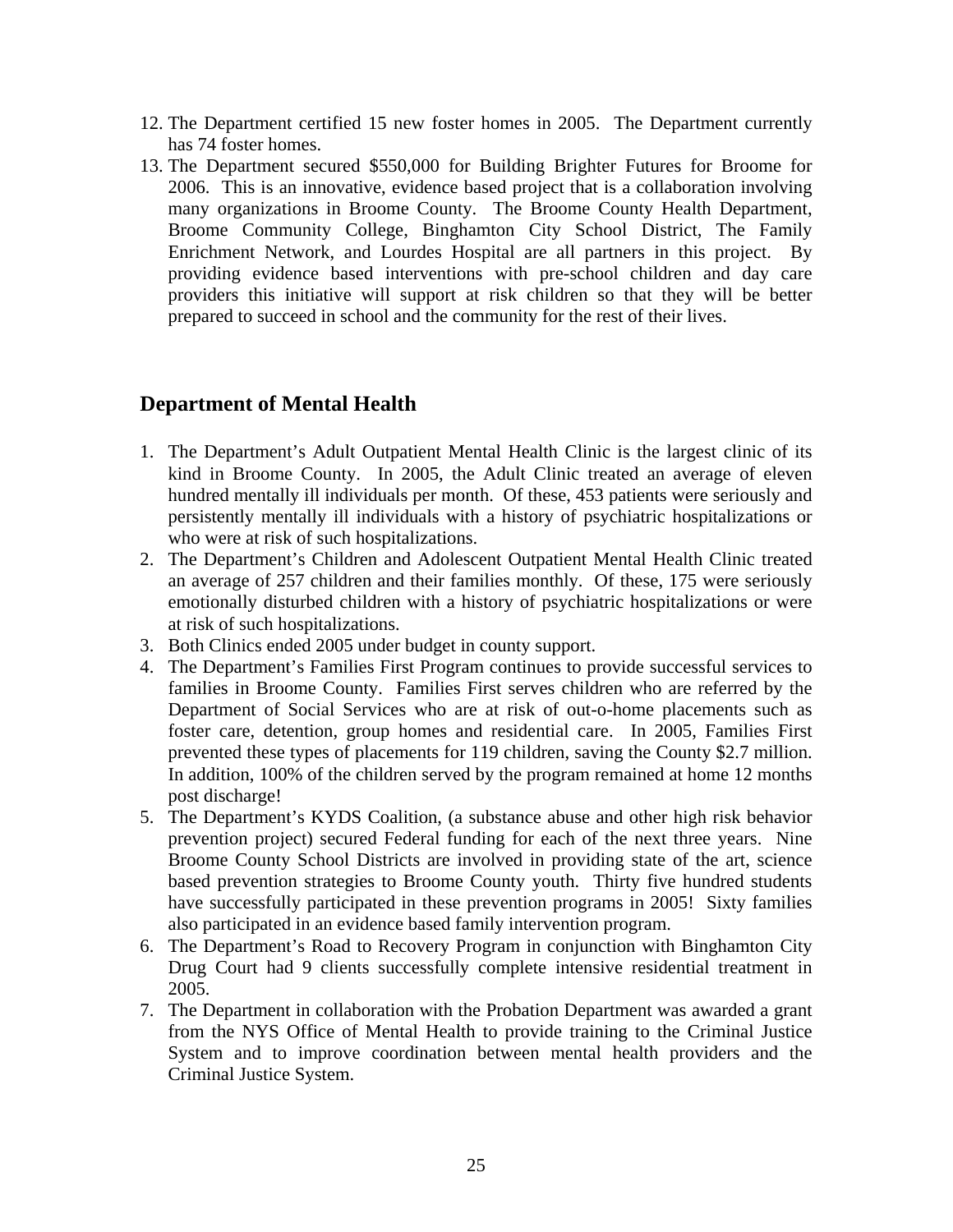12. The Department certified 15 new foster homes in 2005. The Department currently has 74 foster homes.
13. The Department secured $550,000 for Building Brighter Futures for Broome for 2006. This is an innovative, evidence based project that is a collaboration involving many organizations in Broome County. The Broome County Health Department, Broome Community College, Binghamton City School District, The Family Enrichment Network, and Lourdes Hospital are all partners in this project. By providing evidence based interventions with pre-school children and day care providers this initiative will support at risk children so that they will be better prepared to succeed in school and the community for the rest of their lives.

## Department of Mental Health

1. The Department's Adult Outpatient Mental Health Clinic is the largest clinic of its kind in Broome County. In 2005, the Adult Clinic treated an average of eleven hundred mentally ill individuals per month. Of these, 453 patients were seriously and persistently mentally ill individuals with a history of psychiatric hospitalizations or who were at risk of such hospitalizations.
2. The Department's Children and Adolescent Outpatient Mental Health Clinic treated an average of 257 children and their families monthly. Of these, 175 were seriously emotionally disturbed children with a history of psychiatric hospitalizations or were at risk of such hospitalizations.
3. Both Clinics ended 2005 under budget in county support.
4. The Department's Families First Program continues to provide successful services to families in Broome County. Families First serves children who are referred by the Department of Social Services who are at risk of out-o-home placements such as foster care, detention, group homes and residential care. In 2005, Families First prevented these types of placements for 119 children, saving the County $2.7 million. In addition, 100% of the children served by the program remained at home 12 months post discharge!
5. The Department's KYDS Coalition, (a substance abuse and other high risk behavior prevention project) secured Federal funding for each of the next three years. Nine Broome County School Districts are involved in providing state of the art, science based prevention strategies to Broome County youth. Thirty five hundred students have successfully participated in these prevention programs in 2005! Sixty families also participated in an evidence based family intervention program.
6. The Department's Road to Recovery Program in conjunction with Binghamton City Drug Court had 9 clients successfully complete intensive residential treatment in 2005.
7. The Department in collaboration with the Probation Department was awarded a grant from the NYS Office of Mental Health to provide training to the Criminal Justice System and to improve coordination between mental health providers and the Criminal Justice System.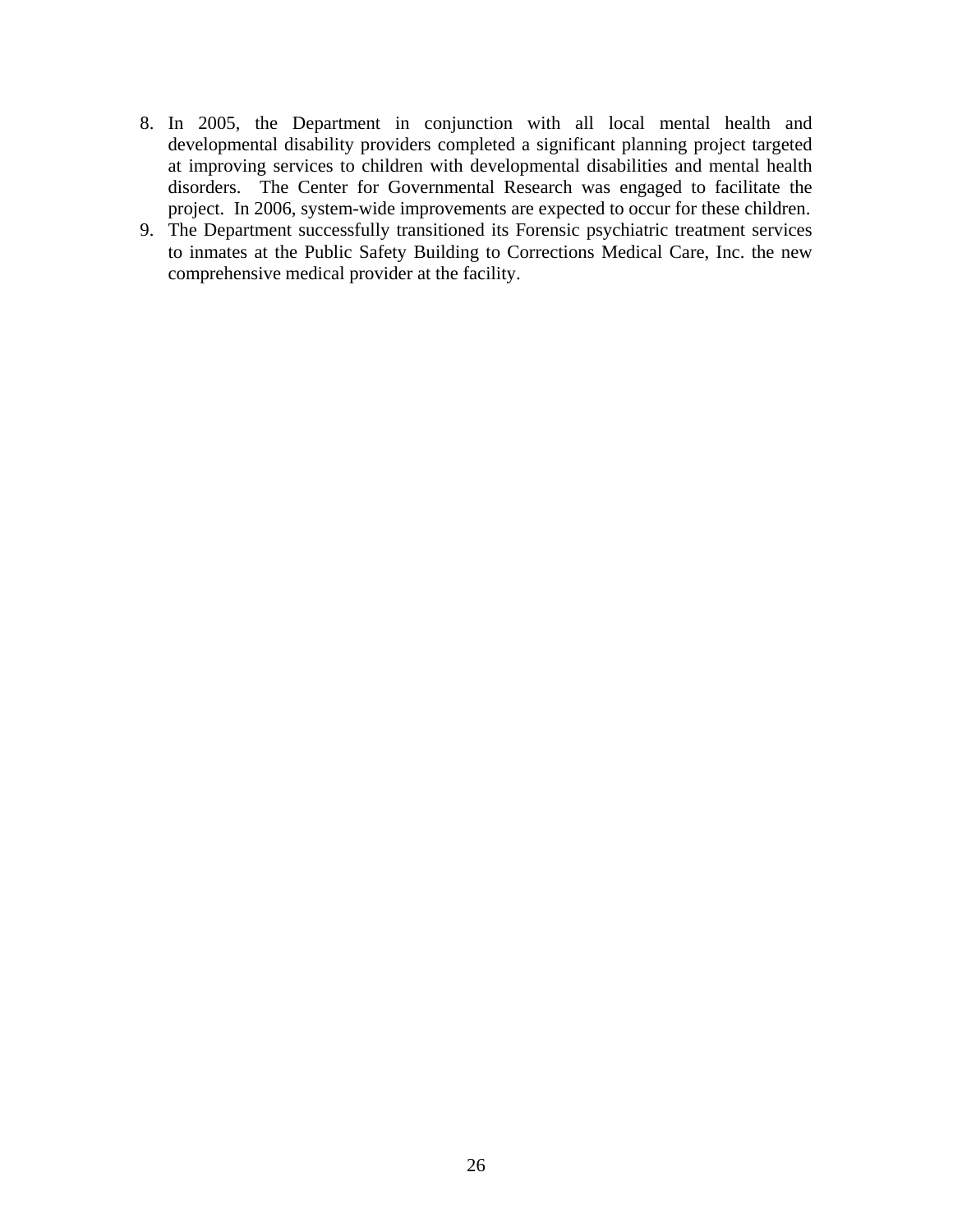8. In 2005, the Department in conjunction with all local mental health and developmental disability providers completed a significant planning project targeted at improving services to children with developmental disabilities and mental health disorders. The Center for Governmental Research was engaged to facilitate the project. In 2006, system-wide improvements are expected to occur for these children.
9. The Department successfully transitioned its Forensic psychiatric treatment services to inmates at the Public Safety Building to Corrections Medical Care, Inc. the new comprehensive medical provider at the facility.